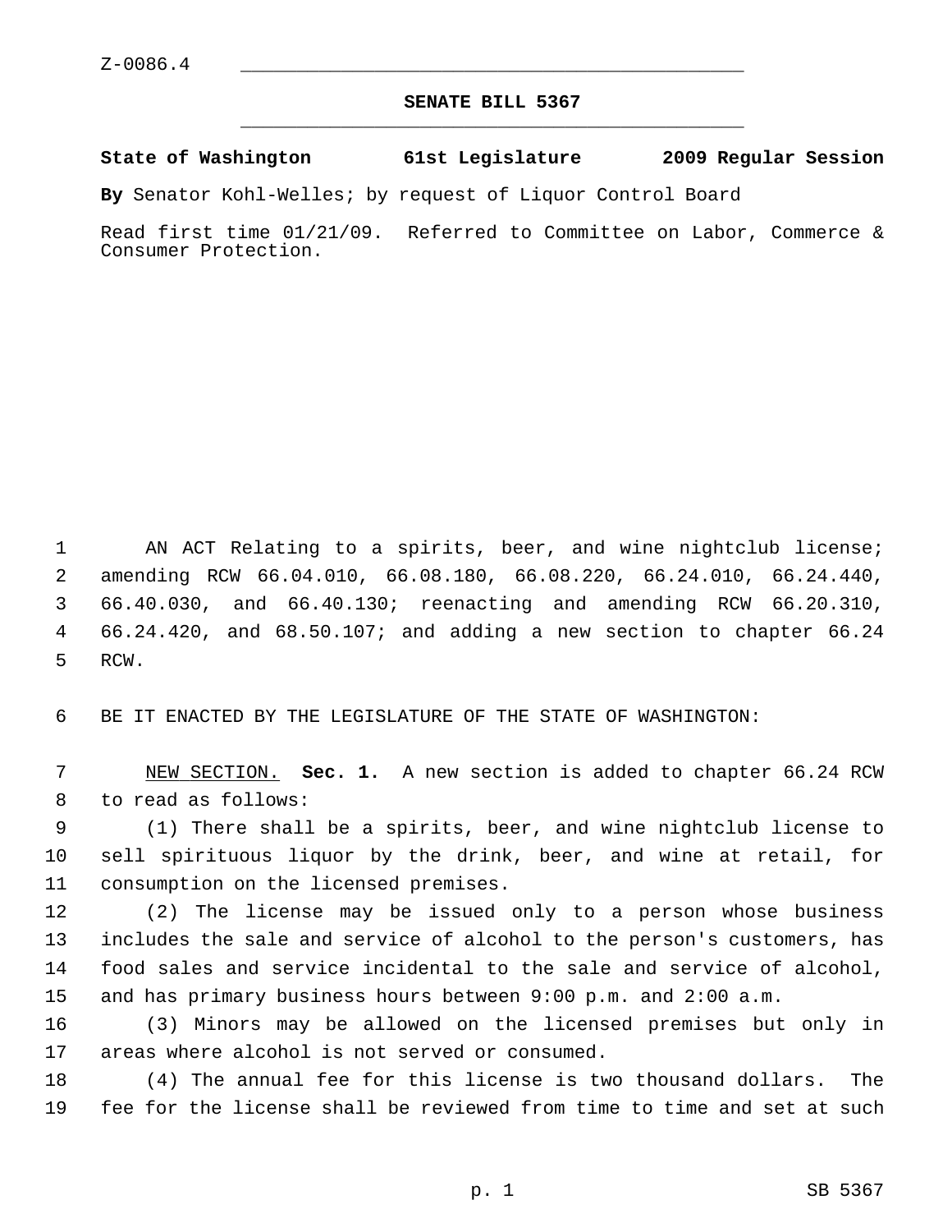Z-0086.4

# SENATE BILL 5367

**State of Washington 61st Legislature 2009 Regular Session**

**By** Senator Kohl-Welles; by request of Liquor Control Board

Read first time 01/21/09. Referred to Committee on Labor, Commerce & Consumer Protection.

AN ACT Relating to a spirits, beer, and wine nightclub license; amending RCW 66.04.010, 66.08.180, 66.08.220, 66.24.010, 66.24.440, 66.40.030, and 66.40.130; reenacting and amending RCW 66.20.310, 66.24.420, and 68.50.107; and adding a new section to chapter 66.24 RCW.

BE IT ENACTED BY THE LEGISLATURE OF THE STATE OF WASHINGTON:

NEW SECTION. **Sec. 1.** A new section is added to chapter 66.24 RCW to read as follows:

(1) There shall be a spirits, beer, and wine nightclub license to sell spirituous liquor by the drink, beer, and wine at retail, for consumption on the licensed premises.

(2) The license may be issued only to a person whose business includes the sale and service of alcohol to the person's customers, has food sales and service incidental to the sale and service of alcohol, and has primary business hours between 9:00 p.m. and 2:00 a.m.

(3) Minors may be allowed on the licensed premises but only in areas where alcohol is not served or consumed.

(4) The annual fee for this license is two thousand dollars. The fee for the license shall be reviewed from time to time and set at such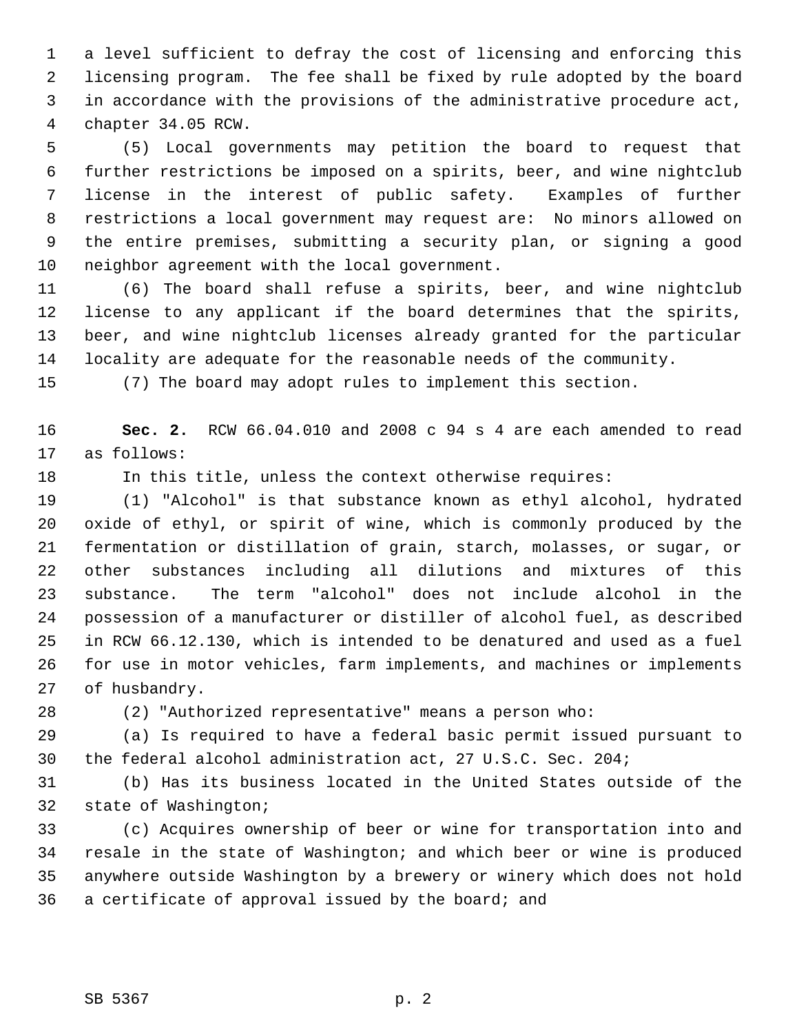a level sufficient to defray the cost of licensing and enforcing this licensing program. The fee shall be fixed by rule adopted by the board in accordance with the provisions of the administrative procedure act, chapter 34.05 RCW.

(5) Local governments may petition the board to request that further restrictions be imposed on a spirits, beer, and wine nightclub license in the interest of public safety. Examples of further restrictions a local government may request are: No minors allowed on the entire premises, submitting a security plan, or signing a good neighbor agreement with the local government.

(6) The board shall refuse a spirits, beer, and wine nightclub license to any applicant if the board determines that the spirits, beer, and wine nightclub licenses already granted for the particular locality are adequate for the reasonable needs of the community.

(7) The board may adopt rules to implement this section.

**Sec. 2.** RCW 66.04.010 and 2008 c 94 s 4 are each amended to read as follows:

In this title, unless the context otherwise requires:

(1) "Alcohol" is that substance known as ethyl alcohol, hydrated oxide of ethyl, or spirit of wine, which is commonly produced by the fermentation or distillation of grain, starch, molasses, or sugar, or other substances including all dilutions and mixtures of this substance. The term "alcohol" does not include alcohol in the possession of a manufacturer or distiller of alcohol fuel, as described in RCW 66.12.130, which is intended to be denatured and used as a fuel for use in motor vehicles, farm implements, and machines or implements of husbandry.

(2) "Authorized representative" means a person who:

(a) Is required to have a federal basic permit issued pursuant to the federal alcohol administration act, 27 U.S.C. Sec. 204;

(b) Has its business located in the United States outside of the state of Washington;

(c) Acquires ownership of beer or wine for transportation into and resale in the state of Washington; and which beer or wine is produced anywhere outside Washington by a brewery or winery which does not hold a certificate of approval issued by the board; and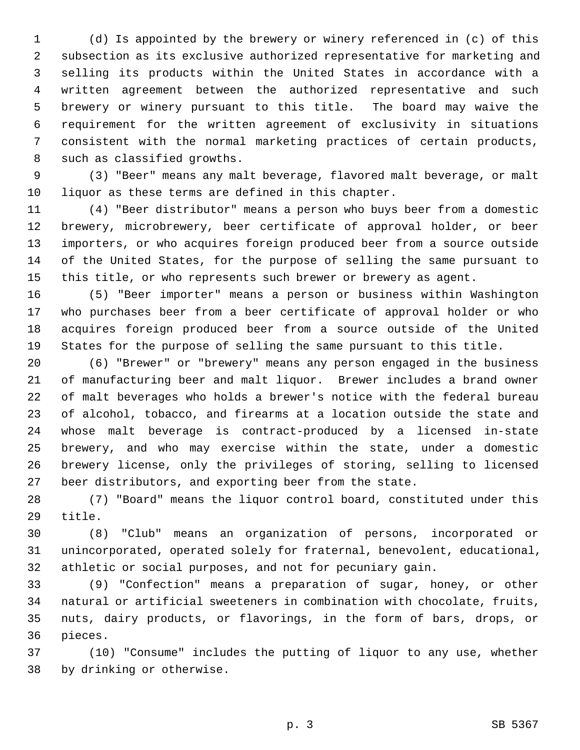(d) Is appointed by the brewery or winery referenced in (c) of this subsection as its exclusive authorized representative for marketing and selling its products within the United States in accordance with a written agreement between the authorized representative and such brewery or winery pursuant to this title. The board may waive the requirement for the written agreement of exclusivity in situations consistent with the normal marketing practices of certain products, such as classified growths.

(3) "Beer" means any malt beverage, flavored malt beverage, or malt liquor as these terms are defined in this chapter.

(4) "Beer distributor" means a person who buys beer from a domestic brewery, microbrewery, beer certificate of approval holder, or beer importers, or who acquires foreign produced beer from a source outside of the United States, for the purpose of selling the same pursuant to this title, or who represents such brewer or brewery as agent.

(5) "Beer importer" means a person or business within Washington who purchases beer from a beer certificate of approval holder or who acquires foreign produced beer from a source outside of the United States for the purpose of selling the same pursuant to this title.

(6) "Brewer" or "brewery" means any person engaged in the business of manufacturing beer and malt liquor. Brewer includes a brand owner of malt beverages who holds a brewer's notice with the federal bureau of alcohol, tobacco, and firearms at a location outside the state and whose malt beverage is contract-produced by a licensed in-state brewery, and who may exercise within the state, under a domestic brewery license, only the privileges of storing, selling to licensed beer distributors, and exporting beer from the state.

(7) "Board" means the liquor control board, constituted under this title.

(8) "Club" means an organization of persons, incorporated or unincorporated, operated solely for fraternal, benevolent, educational, athletic or social purposes, and not for pecuniary gain.

(9) "Confection" means a preparation of sugar, honey, or other natural or artificial sweeteners in combination with chocolate, fruits, nuts, dairy products, or flavorings, in the form of bars, drops, or pieces.

(10) "Consume" includes the putting of liquor to any use, whether by drinking or otherwise.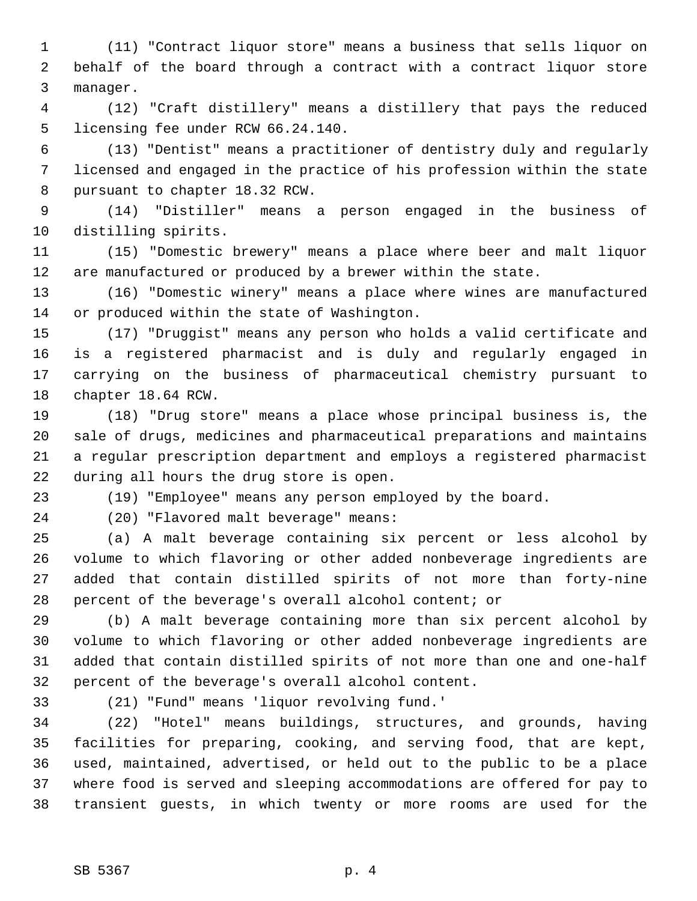(11) "Contract liquor store" means a business that sells liquor on behalf of the board through a contract with a contract liquor store manager.

(12) "Craft distillery" means a distillery that pays the reduced licensing fee under RCW 66.24.140.

(13) "Dentist" means a practitioner of dentistry duly and regularly licensed and engaged in the practice of his profession within the state pursuant to chapter 18.32 RCW.

(14) "Distiller" means a person engaged in the business of distilling spirits.

(15) "Domestic brewery" means a place where beer and malt liquor are manufactured or produced by a brewer within the state.

(16) "Domestic winery" means a place where wines are manufactured or produced within the state of Washington.

(17) "Druggist" means any person who holds a valid certificate and is a registered pharmacist and is duly and regularly engaged in carrying on the business of pharmaceutical chemistry pursuant to chapter 18.64 RCW.

(18) "Drug store" means a place whose principal business is, the sale of drugs, medicines and pharmaceutical preparations and maintains a regular prescription department and employs a registered pharmacist during all hours the drug store is open.

(19) "Employee" means any person employed by the board.

(20) "Flavored malt beverage" means:

(a) A malt beverage containing six percent or less alcohol by volume to which flavoring or other added nonbeverage ingredients are added that contain distilled spirits of not more than forty-nine percent of the beverage's overall alcohol content; or

(b) A malt beverage containing more than six percent alcohol by volume to which flavoring or other added nonbeverage ingredients are added that contain distilled spirits of not more than one and one-half percent of the beverage's overall alcohol content.

(21) "Fund" means 'liquor revolving fund.'

(22) "Hotel" means buildings, structures, and grounds, having facilities for preparing, cooking, and serving food, that are kept, used, maintained, advertised, or held out to the public to be a place where food is served and sleeping accommodations are offered for pay to transient guests, in which twenty or more rooms are used for the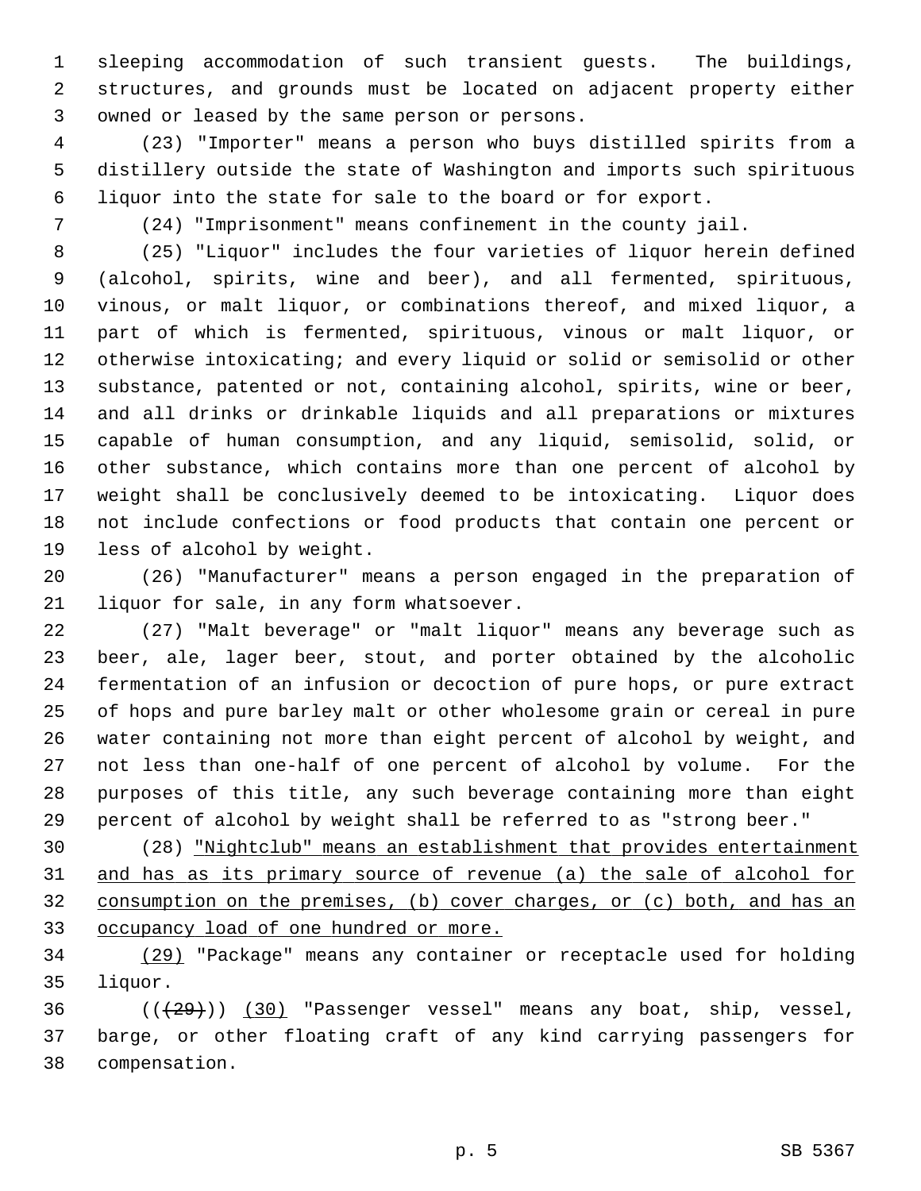sleeping accommodation of such transient guests. The buildings, structures, and grounds must be located on adjacent property either owned or leased by the same person or persons.

(23) "Importer" means a person who buys distilled spirits from a distillery outside the state of Washington and imports such spirituous liquor into the state for sale to the board or for export.

(24) "Imprisonment" means confinement in the county jail.

(25) "Liquor" includes the four varieties of liquor herein defined (alcohol, spirits, wine and beer), and all fermented, spirituous, vinous, or malt liquor, or combinations thereof, and mixed liquor, a part of which is fermented, spirituous, vinous or malt liquor, or otherwise intoxicating; and every liquid or solid or semisolid or other substance, patented or not, containing alcohol, spirits, wine or beer, and all drinks or drinkable liquids and all preparations or mixtures capable of human consumption, and any liquid, semisolid, solid, or other substance, which contains more than one percent of alcohol by weight shall be conclusively deemed to be intoxicating. Liquor does not include confections or food products that contain one percent or less of alcohol by weight.

(26) "Manufacturer" means a person engaged in the preparation of liquor for sale, in any form whatsoever.

(27) "Malt beverage" or "malt liquor" means any beverage such as beer, ale, lager beer, stout, and porter obtained by the alcoholic fermentation of an infusion or decoction of pure hops, or pure extract of hops and pure barley malt or other wholesome grain or cereal in pure water containing not more than eight percent of alcohol by weight, and not less than one-half of one percent of alcohol by volume. For the purposes of this title, any such beverage containing more than eight percent of alcohol by weight shall be referred to as "strong beer."

(28) <u>"Nightclub" means an establishment that provides entertainment and has as its primary source of revenue (a) the sale of alcohol for consumption on the premises, (b) cover charges, or (c) both, and has an occupancy load of one hundred or more.</u>

<u>(29)</u> "Package" means any container or receptacle used for holding liquor.

((~~(29)~~)) <u>(30)</u> "Passenger vessel" means any boat, ship, vessel, barge, or other floating craft of any kind carrying passengers for compensation.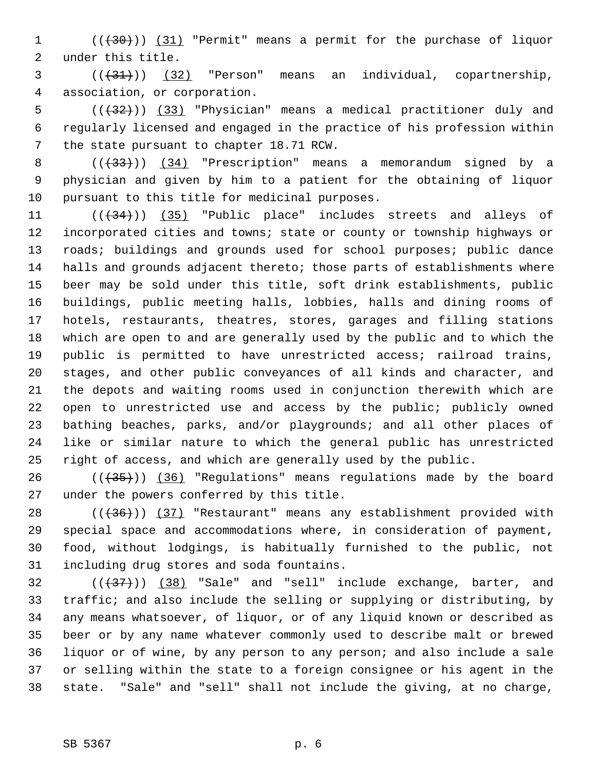((~~(30)~~)) <u>(31)</u> "Permit" means a permit for the purchase of liquor under this title.

((~~(31)~~)) <u>(32)</u> "Person" means an individual, copartnership, association, or corporation.

((~~(32)~~)) <u>(33)</u> "Physician" means a medical practitioner duly and regularly licensed and engaged in the practice of his profession within the state pursuant to chapter 18.71 RCW.

((~~(33)~~)) <u>(34)</u> "Prescription" means a memorandum signed by a physician and given by him to a patient for the obtaining of liquor pursuant to this title for medicinal purposes.

((~~(34)~~)) <u>(35)</u> "Public place" includes streets and alleys of incorporated cities and towns; state or county or township highways or roads; buildings and grounds used for school purposes; public dance halls and grounds adjacent thereto; those parts of establishments where beer may be sold under this title, soft drink establishments, public buildings, public meeting halls, lobbies, halls and dining rooms of hotels, restaurants, theatres, stores, garages and filling stations which are open to and are generally used by the public and to which the public is permitted to have unrestricted access; railroad trains, stages, and other public conveyances of all kinds and character, and the depots and waiting rooms used in conjunction therewith which are open to unrestricted use and access by the public; publicly owned bathing beaches, parks, and/or playgrounds; and all other places of like or similar nature to which the general public has unrestricted right of access, and which are generally used by the public.

((~~(35)~~)) <u>(36)</u> "Regulations" means regulations made by the board under the powers conferred by this title.

((~~(36)~~)) <u>(37)</u> "Restaurant" means any establishment provided with special space and accommodations where, in consideration of payment, food, without lodgings, is habitually furnished to the public, not including drug stores and soda fountains.

((~~(37)~~)) <u>(38)</u> "Sale" and "sell" include exchange, barter, and traffic; and also include the selling or supplying or distributing, by any means whatsoever, of liquor, or of any liquid known or described as beer or by any name whatever commonly used to describe malt or brewed liquor or of wine, by any person to any person; and also include a sale or selling within the state to a foreign consignee or his agent in the state. "Sale" and "sell" shall not include the giving, at no charge,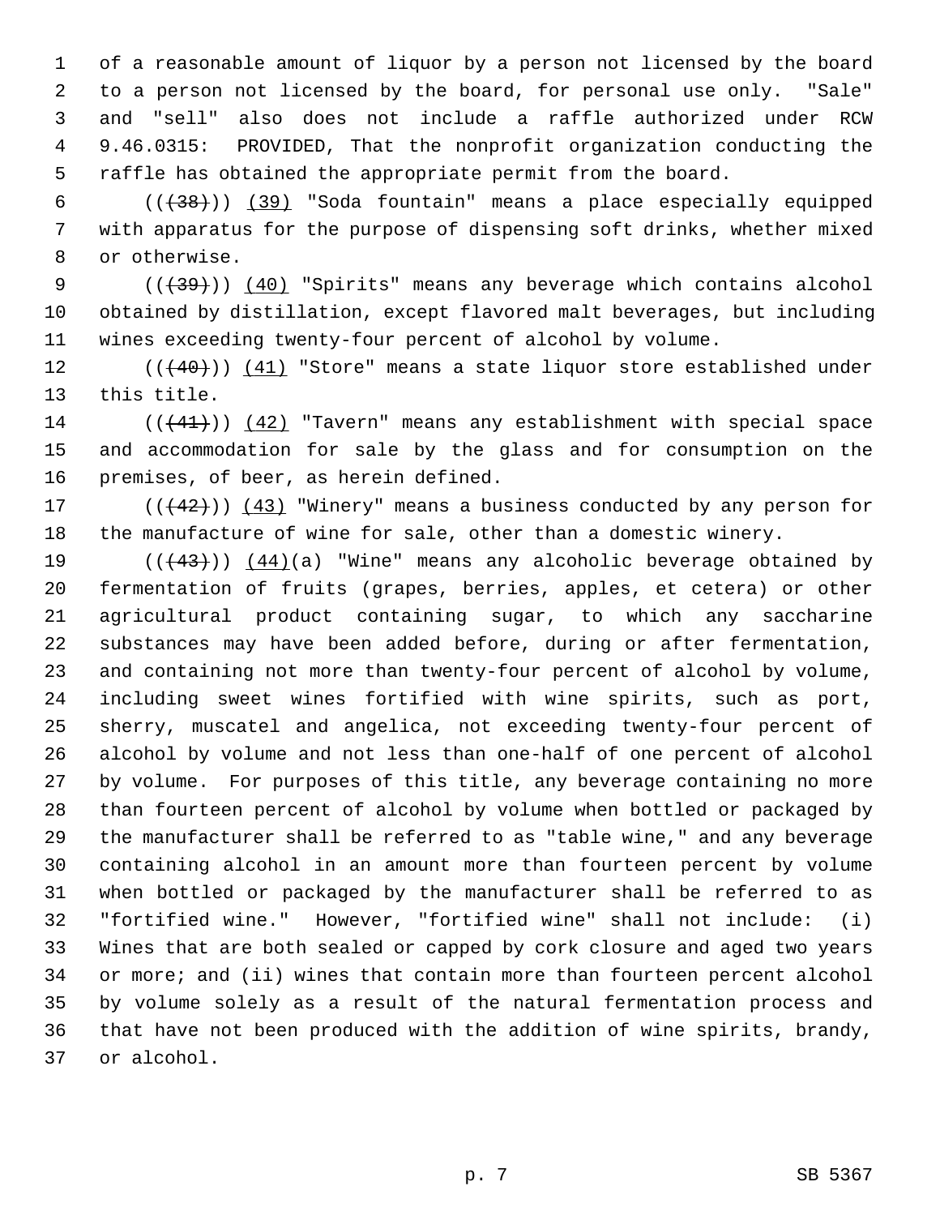of a reasonable amount of liquor by a person not licensed by the board to a person not licensed by the board, for personal use only. "Sale" and "sell" also does not include a raffle authorized under RCW 9.46.0315: PROVIDED, That the nonprofit organization conducting the raffle has obtained the appropriate permit from the board.

(((38))) (39) "Soda fountain" means a place especially equipped with apparatus for the purpose of dispensing soft drinks, whether mixed or otherwise.

(((39))) (40) "Spirits" means any beverage which contains alcohol obtained by distillation, except flavored malt beverages, but including wines exceeding twenty-four percent of alcohol by volume.

(((40))) (41) "Store" means a state liquor store established under this title.

(((41))) (42) "Tavern" means any establishment with special space and accommodation for sale by the glass and for consumption on the premises, of beer, as herein defined.

(((42))) (43) "Winery" means a business conducted by any person for the manufacture of wine for sale, other than a domestic winery.

(((43))) (44)(a) "Wine" means any alcoholic beverage obtained by fermentation of fruits (grapes, berries, apples, et cetera) or other agricultural product containing sugar, to which any saccharine substances may have been added before, during or after fermentation, and containing not more than twenty-four percent of alcohol by volume, including sweet wines fortified with wine spirits, such as port, sherry, muscatel and angelica, not exceeding twenty-four percent of alcohol by volume and not less than one-half of one percent of alcohol by volume. For purposes of this title, any beverage containing no more than fourteen percent of alcohol by volume when bottled or packaged by the manufacturer shall be referred to as "table wine," and any beverage containing alcohol in an amount more than fourteen percent by volume when bottled or packaged by the manufacturer shall be referred to as "fortified wine." However, "fortified wine" shall not include: (i) Wines that are both sealed or capped by cork closure and aged two years or more; and (ii) wines that contain more than fourteen percent alcohol by volume solely as a result of the natural fermentation process and that have not been produced with the addition of wine spirits, brandy, or alcohol.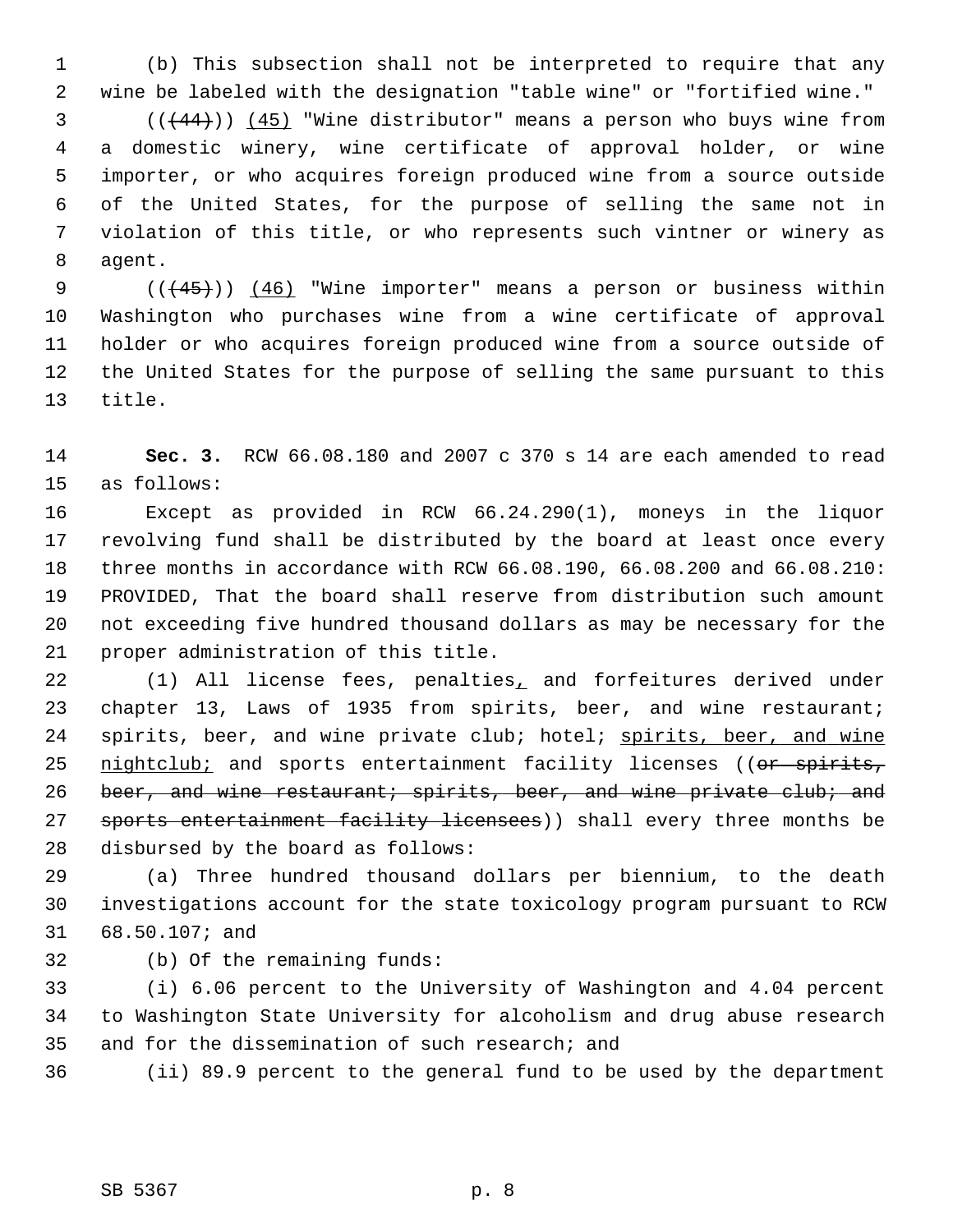(b) This subsection shall not be interpreted to require that any wine be labeled with the designation "table wine" or "fortified wine."

(( ~~(44)~~ )) <u>(45)</u> "Wine distributor" means a person who buys wine from a domestic winery, wine certificate of approval holder, or wine importer, or who acquires foreign produced wine from a source outside of the United States, for the purpose of selling the same not in violation of this title, or who represents such vintner or winery as agent.

(( ~~(45)~~ )) <u>(46)</u> "Wine importer" means a person or business within Washington who purchases wine from a wine certificate of approval holder or who acquires foreign produced wine from a source outside of the United States for the purpose of selling the same pursuant to this title.

**Sec. 3.** RCW 66.08.180 and 2007 c 370 s 14 are each amended to read as follows:

Except as provided in RCW 66.24.290(1), moneys in the liquor revolving fund shall be distributed by the board at least once every three months in accordance with RCW 66.08.190, 66.08.200 and 66.08.210: PROVIDED, That the board shall reserve from distribution such amount not exceeding five hundred thousand dollars as may be necessary for the proper administration of this title.

(1) All license fees, penalties<u>,</u> and forfeitures derived under chapter 13, Laws of 1935 from spirits, beer, and wine restaurant; spirits, beer, and wine private club; hotel; <u>spirits, beer, and wine nightclub;</u> and sports entertainment facility licenses (( ~~or spirits, beer, and wine restaurant; spirits, beer, and wine private club; and sports entertainment facility licensees~~ )) shall every three months be disbursed by the board as follows:

(a) Three hundred thousand dollars per biennium, to the death investigations account for the state toxicology program pursuant to RCW 68.50.107; and

(b) Of the remaining funds:

(i) 6.06 percent to the University of Washington and 4.04 percent to Washington State University for alcoholism and drug abuse research and for the dissemination of such research; and

(ii) 89.9 percent to the general fund to be used by the department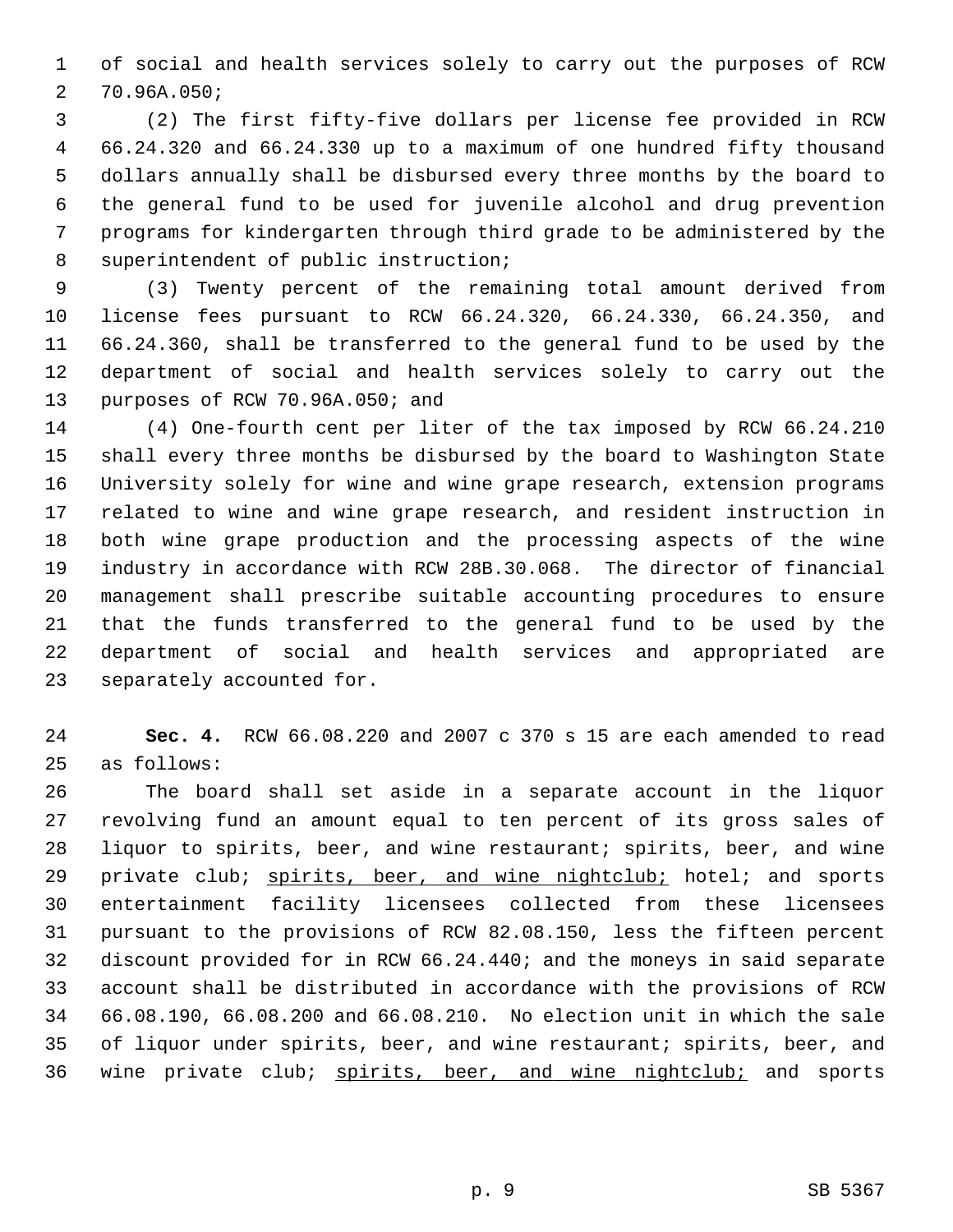of social and health services solely to carry out the purposes of RCW 70.96A.050;

(2) The first fifty-five dollars per license fee provided in RCW 66.24.320 and 66.24.330 up to a maximum of one hundred fifty thousand dollars annually shall be disbursed every three months by the board to the general fund to be used for juvenile alcohol and drug prevention programs for kindergarten through third grade to be administered by the superintendent of public instruction;

(3) Twenty percent of the remaining total amount derived from license fees pursuant to RCW 66.24.320, 66.24.330, 66.24.350, and 66.24.360, shall be transferred to the general fund to be used by the department of social and health services solely to carry out the purposes of RCW 70.96A.050; and

(4) One-fourth cent per liter of the tax imposed by RCW 66.24.210 shall every three months be disbursed by the board to Washington State University solely for wine and wine grape research, extension programs related to wine and wine grape research, and resident instruction in both wine grape production and the processing aspects of the wine industry in accordance with RCW 28B.30.068. The director of financial management shall prescribe suitable accounting procedures to ensure that the funds transferred to the general fund to be used by the department of social and health services and appropriated are separately accounted for.

**Sec. 4.** RCW 66.08.220 and 2007 c 370 s 15 are each amended to read as follows:

The board shall set aside in a separate account in the liquor revolving fund an amount equal to ten percent of its gross sales of liquor to spirits, beer, and wine restaurant; spirits, beer, and wine private club; <u>spirits, beer, and wine nightclub;</u> hotel; and sports entertainment facility licensees collected from these licensees pursuant to the provisions of RCW 82.08.150, less the fifteen percent discount provided for in RCW 66.24.440; and the moneys in said separate account shall be distributed in accordance with the provisions of RCW 66.08.190, 66.08.200 and 66.08.210. No election unit in which the sale of liquor under spirits, beer, and wine restaurant; spirits, beer, and wine private club; <u>spirits, beer, and wine nightclub;</u> and sports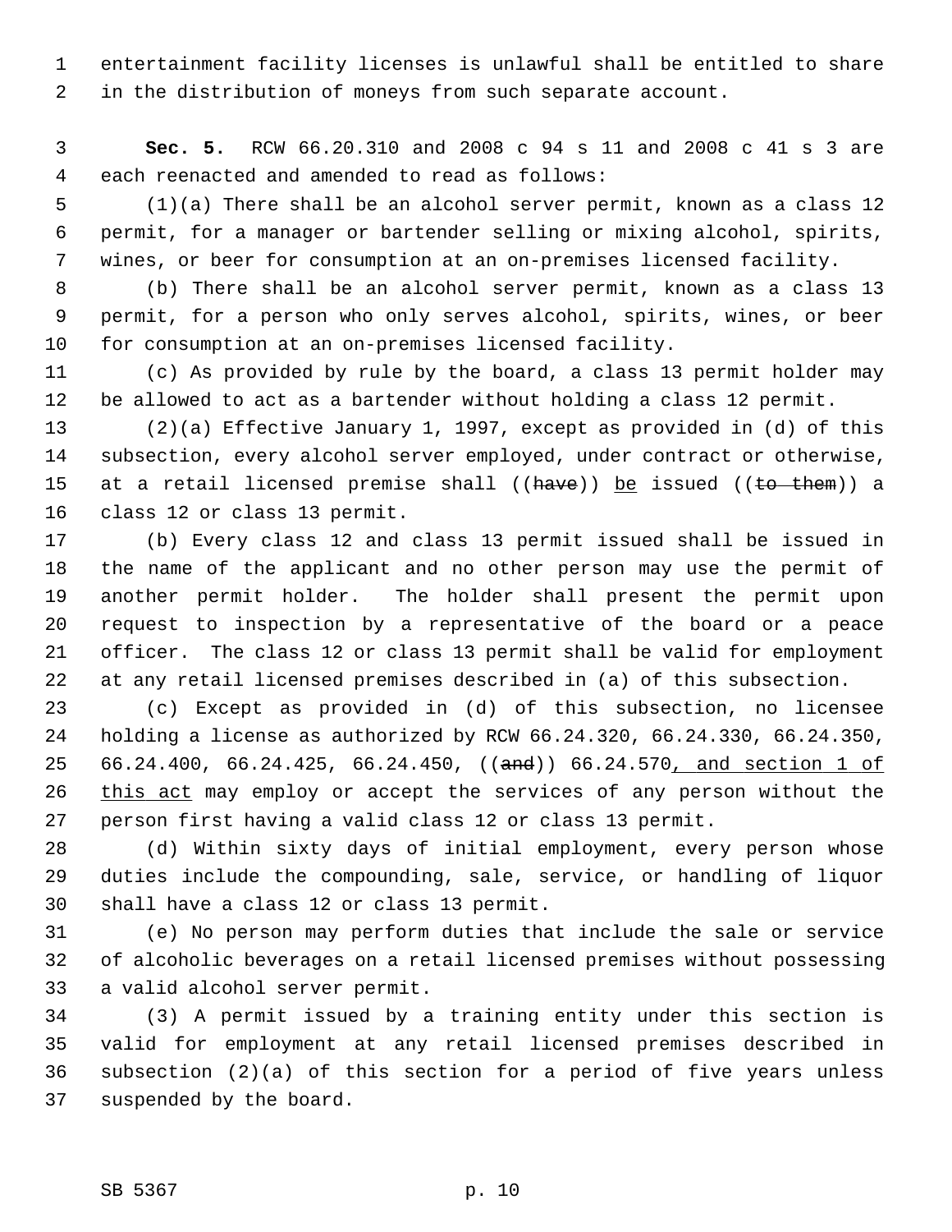entertainment facility licenses is unlawful shall be entitled to share in the distribution of moneys from such separate account.

**Sec. 5.** RCW 66.20.310 and 2008 c 94 s 11 and 2008 c 41 s 3 are each reenacted and amended to read as follows:

(1)(a) There shall be an alcohol server permit, known as a class 12 permit, for a manager or bartender selling or mixing alcohol, spirits, wines, or beer for consumption at an on-premises licensed facility.

(b) There shall be an alcohol server permit, known as a class 13 permit, for a person who only serves alcohol, spirits, wines, or beer for consumption at an on-premises licensed facility.

(c) As provided by rule by the board, a class 13 permit holder may be allowed to act as a bartender without holding a class 12 permit.

(2)(a) Effective January 1, 1997, except as provided in (d) of this subsection, every alcohol server employed, under contract or otherwise, at a retail licensed premise shall ((~~have~~)) <u>be</u> issued ((~~to them~~)) a class 12 or class 13 permit.

(b) Every class 12 and class 13 permit issued shall be issued in the name of the applicant and no other person may use the permit of another permit holder. The holder shall present the permit upon request to inspection by a representative of the board or a peace officer. The class 12 or class 13 permit shall be valid for employment at any retail licensed premises described in (a) of this subsection.

(c) Except as provided in (d) of this subsection, no licensee holding a license as authorized by RCW 66.24.320, 66.24.330, 66.24.350, 66.24.400, 66.24.425, 66.24.450, ((~~and~~)) 66.24.570<u>, and section 1 of this act</u> may employ or accept the services of any person without the person first having a valid class 12 or class 13 permit.

(d) Within sixty days of initial employment, every person whose duties include the compounding, sale, service, or handling of liquor shall have a class 12 or class 13 permit.

(e) No person may perform duties that include the sale or service of alcoholic beverages on a retail licensed premises without possessing a valid alcohol server permit.

(3) A permit issued by a training entity under this section is valid for employment at any retail licensed premises described in subsection (2)(a) of this section for a period of five years unless suspended by the board.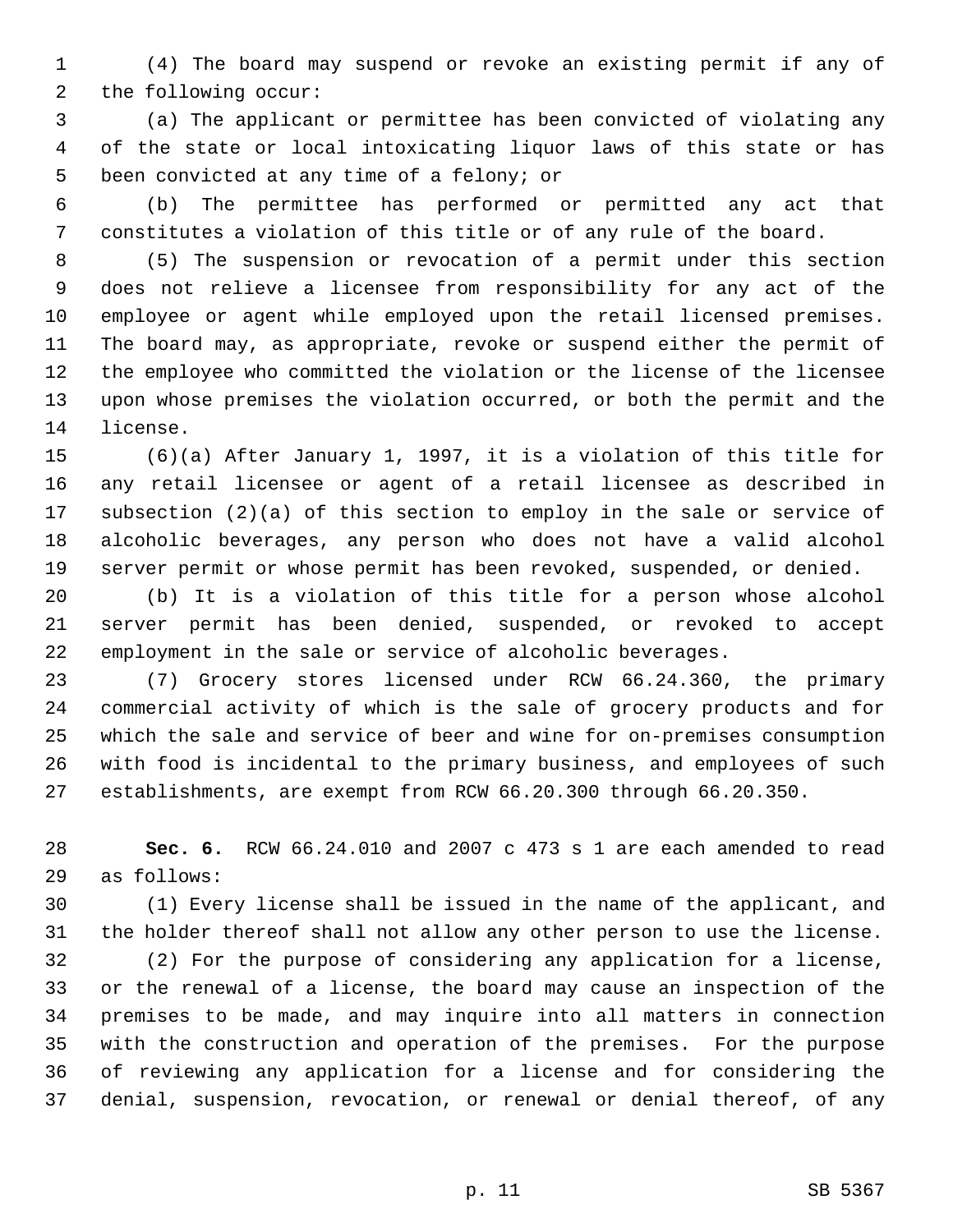(4) The board may suspend or revoke an existing permit if any of the following occur:

(a) The applicant or permittee has been convicted of violating any of the state or local intoxicating liquor laws of this state or has been convicted at any time of a felony; or

(b) The permittee has performed or permitted any act that constitutes a violation of this title or of any rule of the board.

(5) The suspension or revocation of a permit under this section does not relieve a licensee from responsibility for any act of the employee or agent while employed upon the retail licensed premises. The board may, as appropriate, revoke or suspend either the permit of the employee who committed the violation or the license of the licensee upon whose premises the violation occurred, or both the permit and the license.

(6)(a) After January 1, 1997, it is a violation of this title for any retail licensee or agent of a retail licensee as described in subsection (2)(a) of this section to employ in the sale or service of alcoholic beverages, any person who does not have a valid alcohol server permit or whose permit has been revoked, suspended, or denied.

(b) It is a violation of this title for a person whose alcohol server permit has been denied, suspended, or revoked to accept employment in the sale or service of alcoholic beverages.

(7) Grocery stores licensed under RCW 66.24.360, the primary commercial activity of which is the sale of grocery products and for which the sale and service of beer and wine for on-premises consumption with food is incidental to the primary business, and employees of such establishments, are exempt from RCW 66.20.300 through 66.20.350.

**Sec. 6.** RCW 66.24.010 and 2007 c 473 s 1 are each amended to read as follows:

(1) Every license shall be issued in the name of the applicant, and the holder thereof shall not allow any other person to use the license.

(2) For the purpose of considering any application for a license, or the renewal of a license, the board may cause an inspection of the premises to be made, and may inquire into all matters in connection with the construction and operation of the premises. For the purpose of reviewing any application for a license and for considering the denial, suspension, revocation, or renewal or denial thereof, of any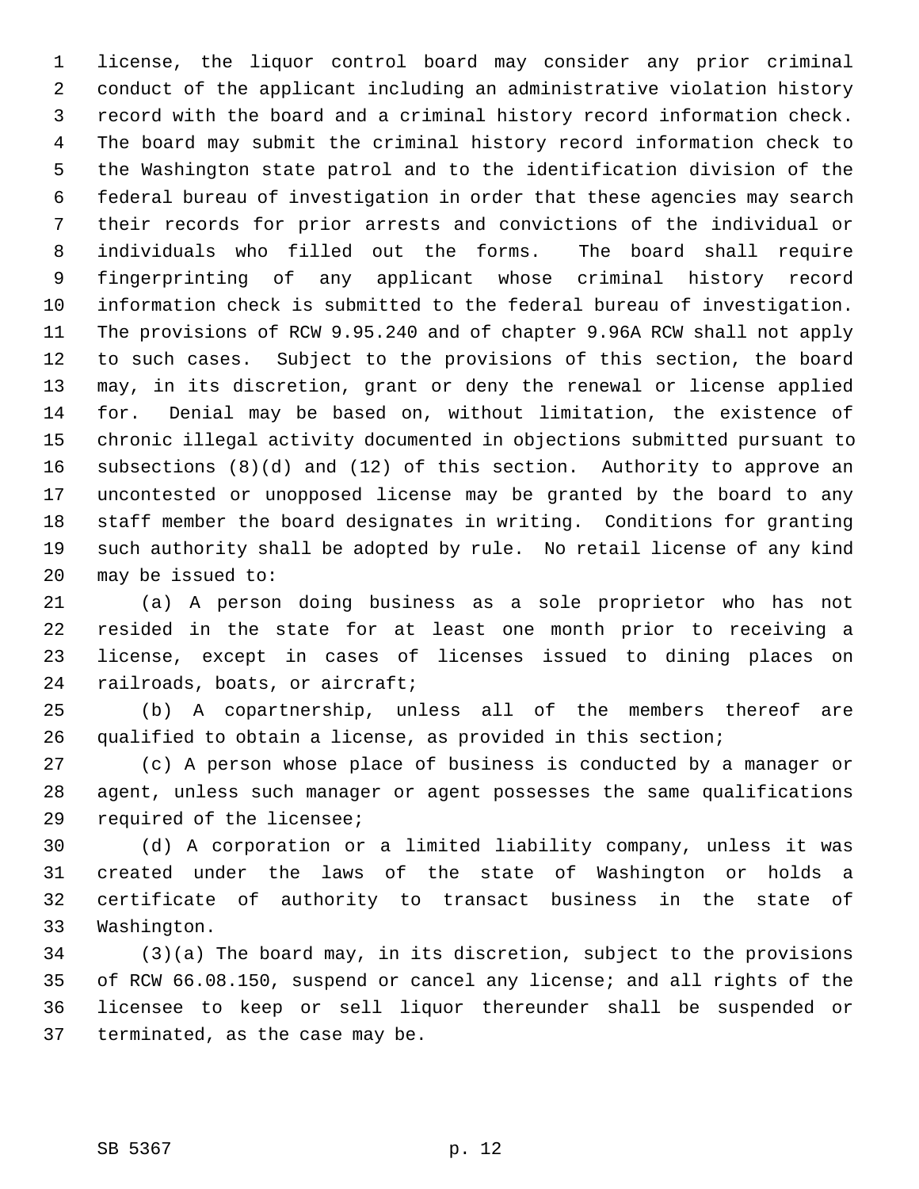license, the liquor control board may consider any prior criminal conduct of the applicant including an administrative violation history record with the board and a criminal history record information check. The board may submit the criminal history record information check to the Washington state patrol and to the identification division of the federal bureau of investigation in order that these agencies may search their records for prior arrests and convictions of the individual or individuals who filled out the forms. The board shall require fingerprinting of any applicant whose criminal history record information check is submitted to the federal bureau of investigation. The provisions of RCW 9.95.240 and of chapter 9.96A RCW shall not apply to such cases. Subject to the provisions of this section, the board may, in its discretion, grant or deny the renewal or license applied for. Denial may be based on, without limitation, the existence of chronic illegal activity documented in objections submitted pursuant to subsections (8)(d) and (12) of this section. Authority to approve an uncontested or unopposed license may be granted by the board to any staff member the board designates in writing. Conditions for granting such authority shall be adopted by rule. No retail license of any kind may be issued to:

(a) A person doing business as a sole proprietor who has not resided in the state for at least one month prior to receiving a license, except in cases of licenses issued to dining places on railroads, boats, or aircraft;

(b) A copartnership, unless all of the members thereof are qualified to obtain a license, as provided in this section;

(c) A person whose place of business is conducted by a manager or agent, unless such manager or agent possesses the same qualifications required of the licensee;

(d) A corporation or a limited liability company, unless it was created under the laws of the state of Washington or holds a certificate of authority to transact business in the state of Washington.

(3)(a) The board may, in its discretion, subject to the provisions of RCW 66.08.150, suspend or cancel any license; and all rights of the licensee to keep or sell liquor thereunder shall be suspended or terminated, as the case may be.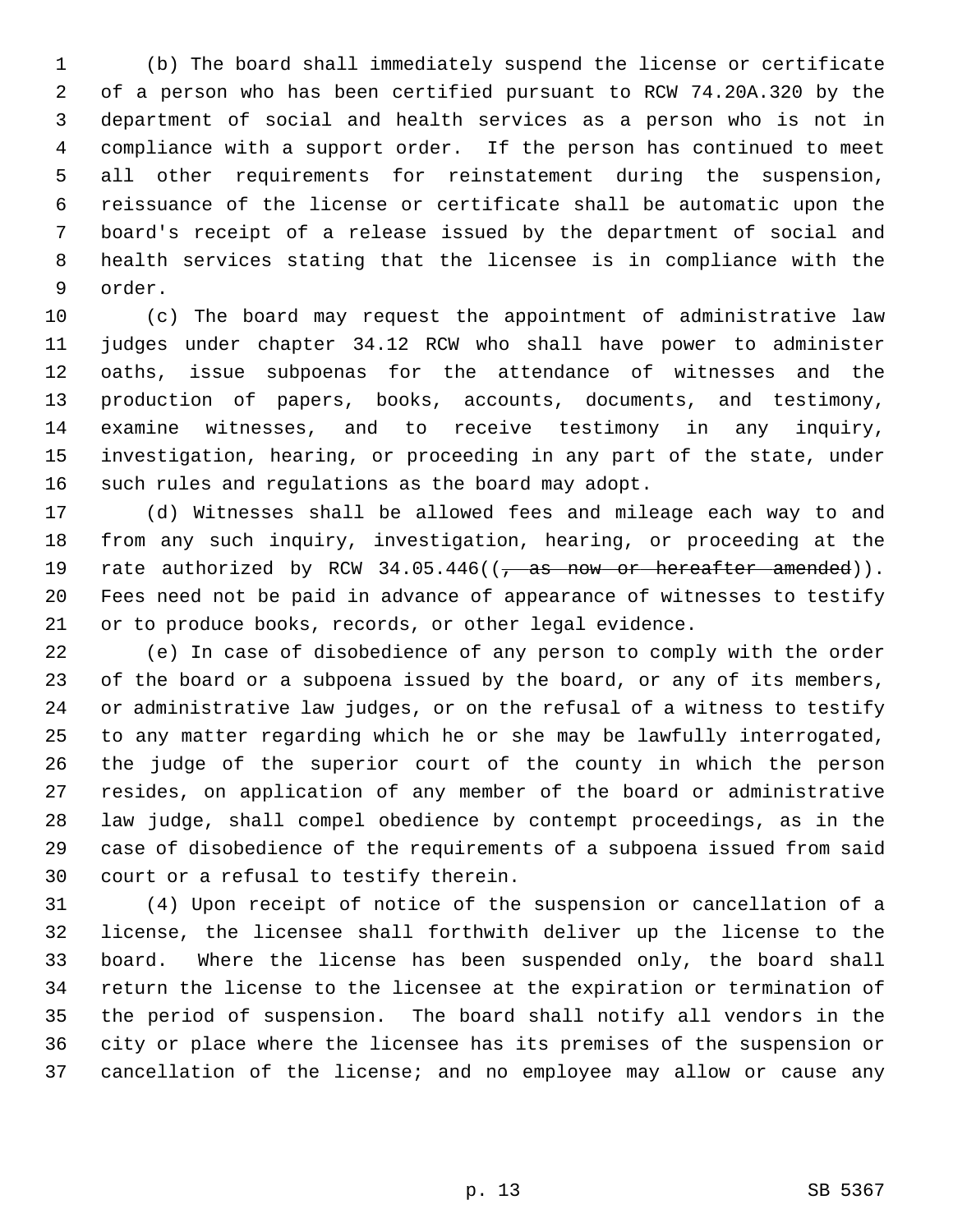(b) The board shall immediately suspend the license or certificate of a person who has been certified pursuant to RCW 74.20A.320 by the department of social and health services as a person who is not in compliance with a support order. If the person has continued to meet all other requirements for reinstatement during the suspension, reissuance of the license or certificate shall be automatic upon the board's receipt of a release issued by the department of social and health services stating that the licensee is in compliance with the order.

(c) The board may request the appointment of administrative law judges under chapter 34.12 RCW who shall have power to administer oaths, issue subpoenas for the attendance of witnesses and the production of papers, books, accounts, documents, and testimony, examine witnesses, and to receive testimony in any inquiry, investigation, hearing, or proceeding in any part of the state, under such rules and regulations as the board may adopt.

(d) Witnesses shall be allowed fees and mileage each way to and from any such inquiry, investigation, hearing, or proceeding at the rate authorized by RCW 34.05.446((~~, as now or hereafter amended~~)). Fees need not be paid in advance of appearance of witnesses to testify or to produce books, records, or other legal evidence.

(e) In case of disobedience of any person to comply with the order of the board or a subpoena issued by the board, or any of its members, or administrative law judges, or on the refusal of a witness to testify to any matter regarding which he or she may be lawfully interrogated, the judge of the superior court of the county in which the person resides, on application of any member of the board or administrative law judge, shall compel obedience by contempt proceedings, as in the case of disobedience of the requirements of a subpoena issued from said court or a refusal to testify therein.

(4) Upon receipt of notice of the suspension or cancellation of a license, the licensee shall forthwith deliver up the license to the board. Where the license has been suspended only, the board shall return the license to the licensee at the expiration or termination of the period of suspension. The board shall notify all vendors in the city or place where the licensee has its premises of the suspension or cancellation of the license; and no employee may allow or cause any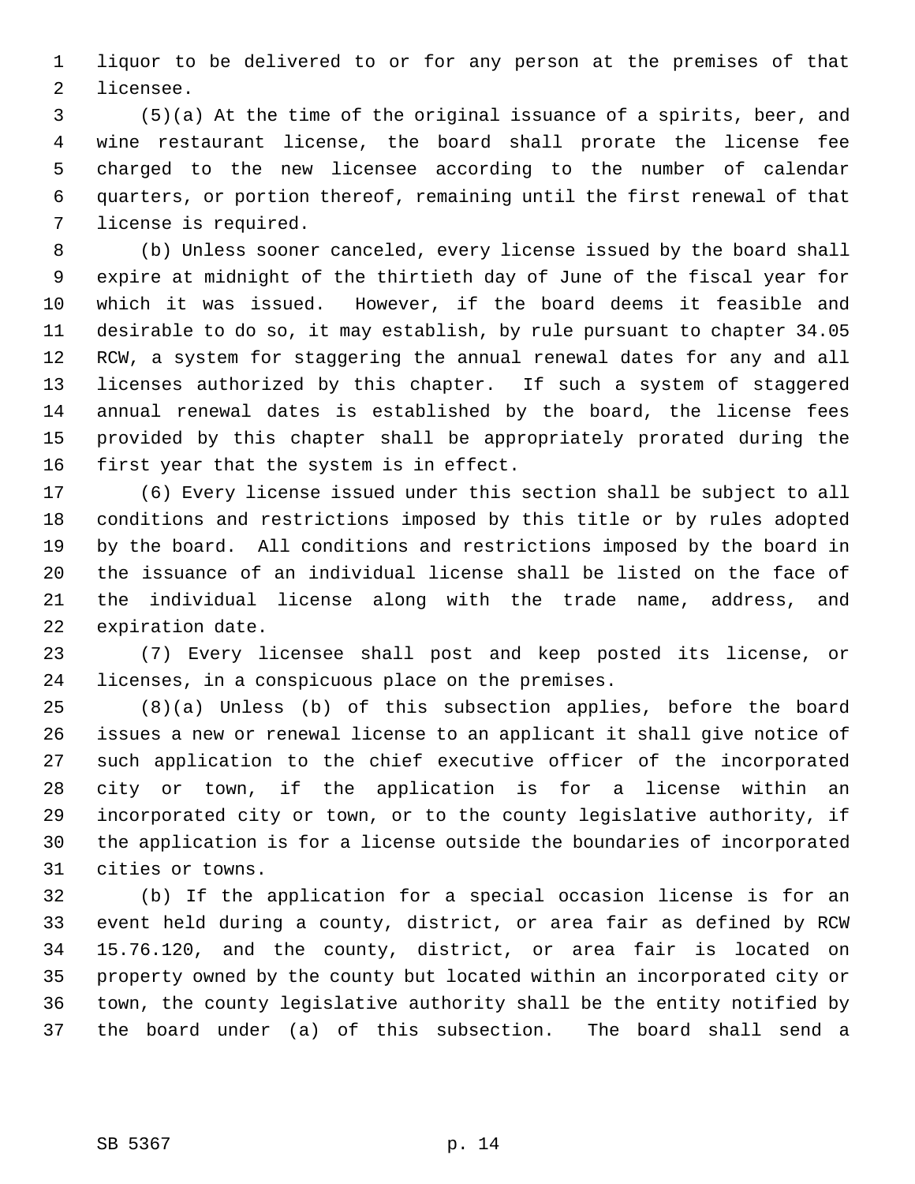liquor to be delivered to or for any person at the premises of that licensee.

(5)(a) At the time of the original issuance of a spirits, beer, and wine restaurant license, the board shall prorate the license fee charged to the new licensee according to the number of calendar quarters, or portion thereof, remaining until the first renewal of that license is required.

(b) Unless sooner canceled, every license issued by the board shall expire at midnight of the thirtieth day of June of the fiscal year for which it was issued. However, if the board deems it feasible and desirable to do so, it may establish, by rule pursuant to chapter 34.05 RCW, a system for staggering the annual renewal dates for any and all licenses authorized by this chapter. If such a system of staggered annual renewal dates is established by the board, the license fees provided by this chapter shall be appropriately prorated during the first year that the system is in effect.

(6) Every license issued under this section shall be subject to all conditions and restrictions imposed by this title or by rules adopted by the board. All conditions and restrictions imposed by the board in the issuance of an individual license shall be listed on the face of the individual license along with the trade name, address, and expiration date.

(7) Every licensee shall post and keep posted its license, or licenses, in a conspicuous place on the premises.

(8)(a) Unless (b) of this subsection applies, before the board issues a new or renewal license to an applicant it shall give notice of such application to the chief executive officer of the incorporated city or town, if the application is for a license within an incorporated city or town, or to the county legislative authority, if the application is for a license outside the boundaries of incorporated cities or towns.

(b) If the application for a special occasion license is for an event held during a county, district, or area fair as defined by RCW 15.76.120, and the county, district, or area fair is located on property owned by the county but located within an incorporated city or town, the county legislative authority shall be the entity notified by the board under (a) of this subsection. The board shall send a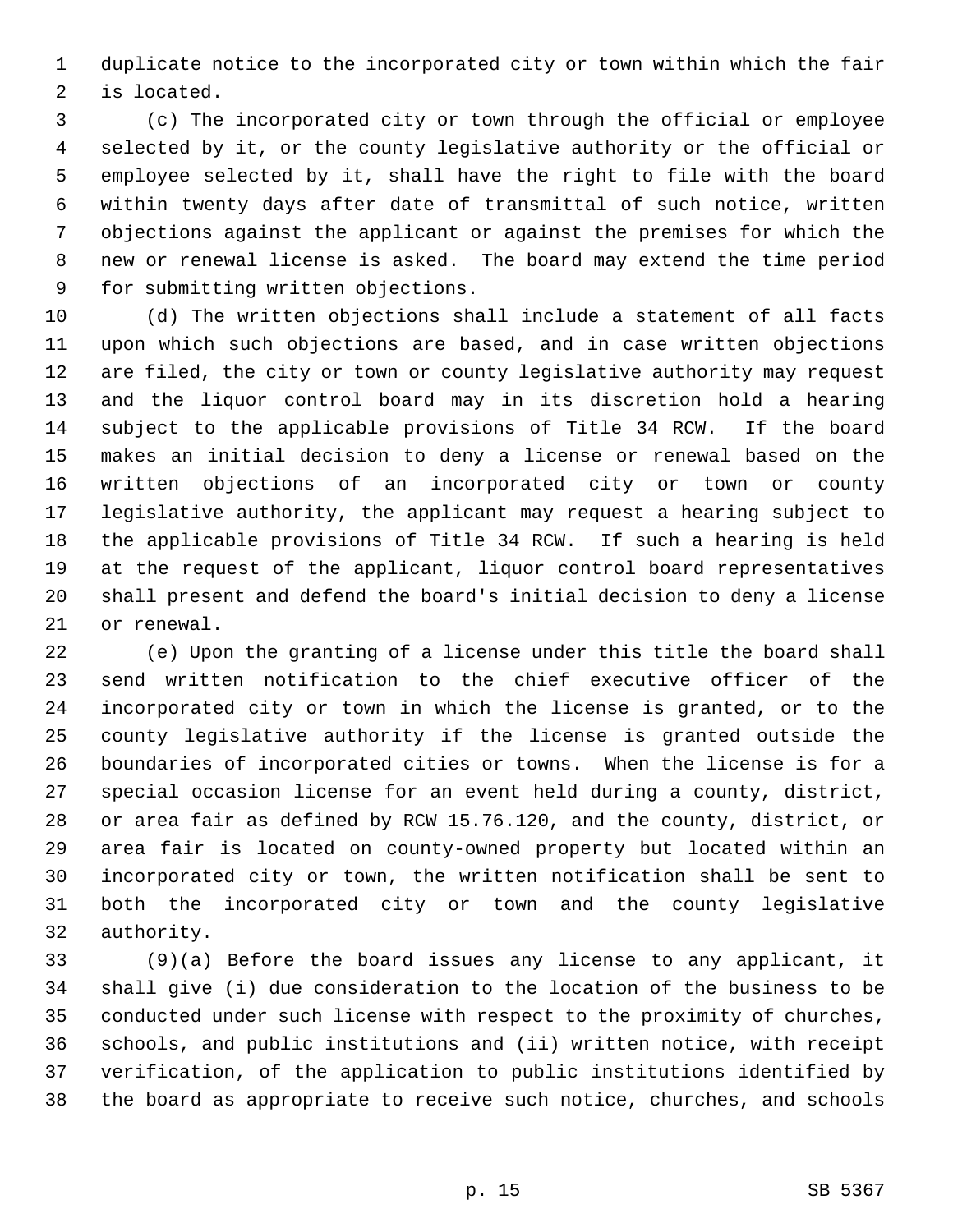duplicate notice to the incorporated city or town within which the fair is located.

(c) The incorporated city or town through the official or employee selected by it, or the county legislative authority or the official or employee selected by it, shall have the right to file with the board within twenty days after date of transmittal of such notice, written objections against the applicant or against the premises for which the new or renewal license is asked. The board may extend the time period for submitting written objections.

(d) The written objections shall include a statement of all facts upon which such objections are based, and in case written objections are filed, the city or town or county legislative authority may request and the liquor control board may in its discretion hold a hearing subject to the applicable provisions of Title 34 RCW. If the board makes an initial decision to deny a license or renewal based on the written objections of an incorporated city or town or county legislative authority, the applicant may request a hearing subject to the applicable provisions of Title 34 RCW. If such a hearing is held at the request of the applicant, liquor control board representatives shall present and defend the board's initial decision to deny a license or renewal.

(e) Upon the granting of a license under this title the board shall send written notification to the chief executive officer of the incorporated city or town in which the license is granted, or to the county legislative authority if the license is granted outside the boundaries of incorporated cities or towns. When the license is for a special occasion license for an event held during a county, district, or area fair as defined by RCW 15.76.120, and the county, district, or area fair is located on county-owned property but located within an incorporated city or town, the written notification shall be sent to both the incorporated city or town and the county legislative authority.

(9)(a) Before the board issues any license to any applicant, it shall give (i) due consideration to the location of the business to be conducted under such license with respect to the proximity of churches, schools, and public institutions and (ii) written notice, with receipt verification, of the application to public institutions identified by the board as appropriate to receive such notice, churches, and schools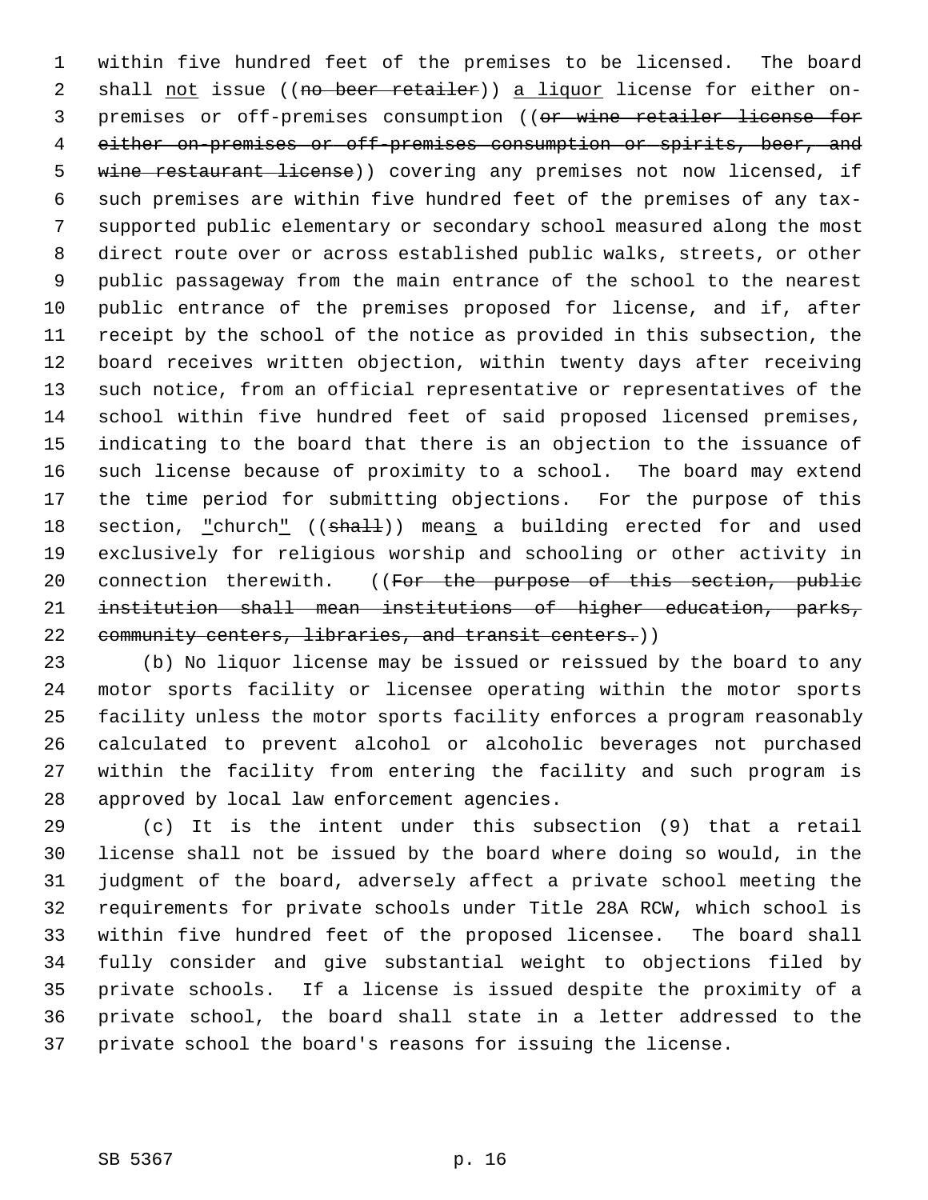within five hundred feet of the premises to be licensed. The board shall not issue ((~~no beer retailer~~)) a liquor license for either on-premises or off-premises consumption ((~~or wine retailer license for either on-premises or off-premises consumption or spirits, beer, and wine restaurant license~~)) covering any premises not now licensed, if such premises are within five hundred feet of the premises of any tax-supported public elementary or secondary school measured along the most direct route over or across established public walks, streets, or other public passageway from the main entrance of the school to the nearest public entrance of the premises proposed for license, and if, after receipt by the school of the notice as provided in this subsection, the board receives written objection, within twenty days after receiving such notice, from an official representative or representatives of the school within five hundred feet of said proposed licensed premises, indicating to the board that there is an objection to the issuance of such license because of proximity to a school. The board may extend the time period for submitting objections. For the purpose of this section, "church" ((~~shall~~)) means a building erected for and used exclusively for religious worship and schooling or other activity in connection therewith. ((~~For the purpose of this section, public institution shall mean institutions of higher education, parks, community centers, libraries, and transit centers.~~))

(b) No liquor license may be issued or reissued by the board to any motor sports facility or licensee operating within the motor sports facility unless the motor sports facility enforces a program reasonably calculated to prevent alcohol or alcoholic beverages not purchased within the facility from entering the facility and such program is approved by local law enforcement agencies.

(c) It is the intent under this subsection (9) that a retail license shall not be issued by the board where doing so would, in the judgment of the board, adversely affect a private school meeting the requirements for private schools under Title 28A RCW, which school is within five hundred feet of the proposed licensee. The board shall fully consider and give substantial weight to objections filed by private schools. If a license is issued despite the proximity of a private school, the board shall state in a letter addressed to the private school the board's reasons for issuing the license.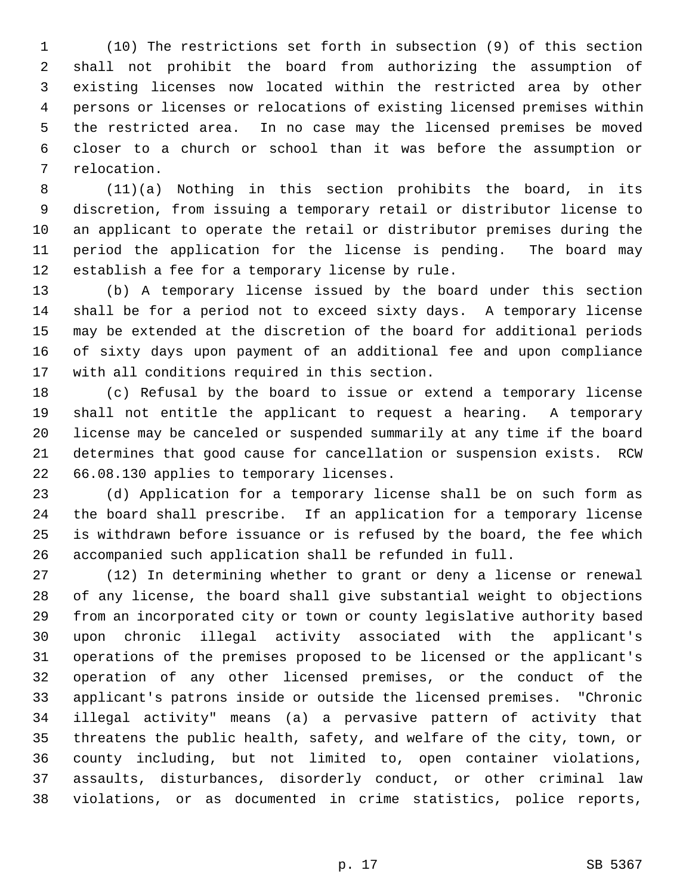(10) The restrictions set forth in subsection (9) of this section shall not prohibit the board from authorizing the assumption of existing licenses now located within the restricted area by other persons or licenses or relocations of existing licensed premises within the restricted area. In no case may the licensed premises be moved closer to a church or school than it was before the assumption or relocation.

(11)(a) Nothing in this section prohibits the board, in its discretion, from issuing a temporary retail or distributor license to an applicant to operate the retail or distributor premises during the period the application for the license is pending. The board may establish a fee for a temporary license by rule.

(b) A temporary license issued by the board under this section shall be for a period not to exceed sixty days. A temporary license may be extended at the discretion of the board for additional periods of sixty days upon payment of an additional fee and upon compliance with all conditions required in this section.

(c) Refusal by the board to issue or extend a temporary license shall not entitle the applicant to request a hearing. A temporary license may be canceled or suspended summarily at any time if the board determines that good cause for cancellation or suspension exists. RCW 66.08.130 applies to temporary licenses.

(d) Application for a temporary license shall be on such form as the board shall prescribe. If an application for a temporary license is withdrawn before issuance or is refused by the board, the fee which accompanied such application shall be refunded in full.

(12) In determining whether to grant or deny a license or renewal of any license, the board shall give substantial weight to objections from an incorporated city or town or county legislative authority based upon chronic illegal activity associated with the applicant's operations of the premises proposed to be licensed or the applicant's operation of any other licensed premises, or the conduct of the applicant's patrons inside or outside the licensed premises. "Chronic illegal activity" means (a) a pervasive pattern of activity that threatens the public health, safety, and welfare of the city, town, or county including, but not limited to, open container violations, assaults, disturbances, disorderly conduct, or other criminal law violations, or as documented in crime statistics, police reports,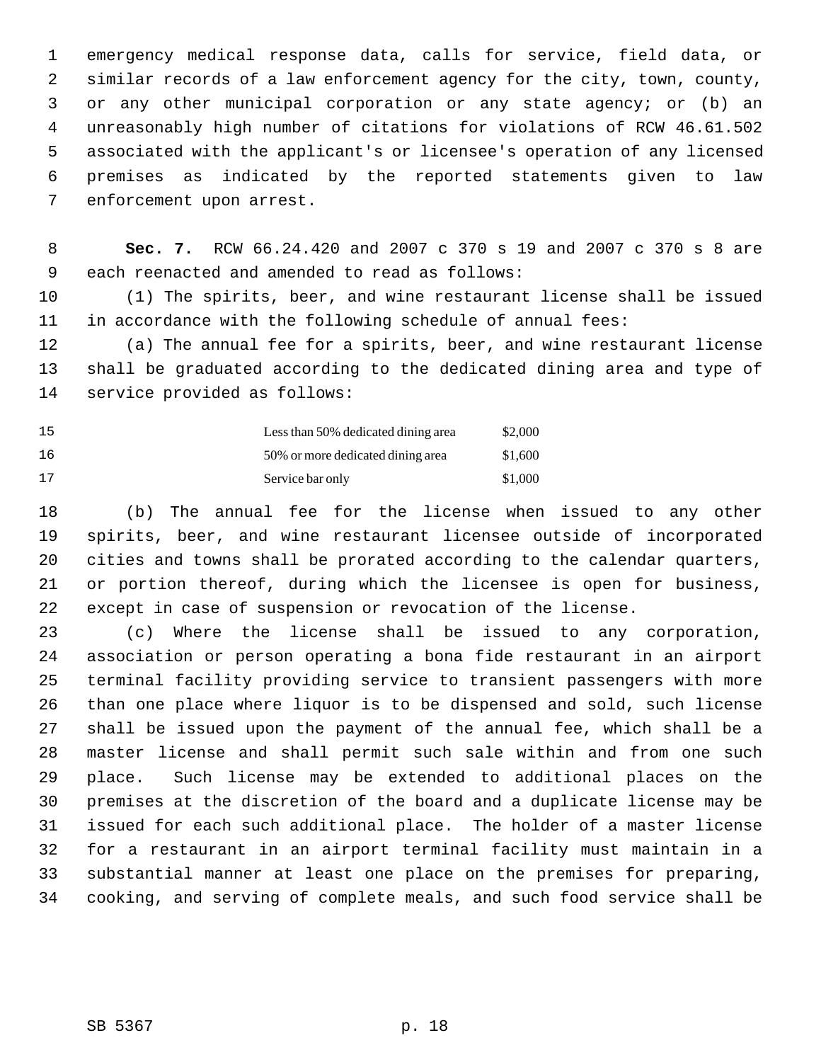emergency medical response data, calls for service, field data, or similar records of a law enforcement agency for the city, town, county, or any other municipal corporation or any state agency; or (b) an unreasonably high number of citations for violations of RCW 46.61.502 associated with the applicant's or licensee's operation of any licensed premises as indicated by the reported statements given to law enforcement upon arrest.

**Sec. 7.** RCW 66.24.420 and 2007 c 370 s 19 and 2007 c 370 s 8 are each reenacted and amended to read as follows:

(1) The spirits, beer, and wine restaurant license shall be issued in accordance with the following schedule of annual fees:

(a) The annual fee for a spirits, beer, and wine restaurant license shall be graduated according to the dedicated dining area and type of service provided as follows:

| | |
|---|---|
| Less than 50% dedicated dining area | $2,000 |
| 50% or more dedicated dining area | $1,600 |
| Service bar only | $1,000 |

(b) The annual fee for the license when issued to any other spirits, beer, and wine restaurant licensee outside of incorporated cities and towns shall be prorated according to the calendar quarters, or portion thereof, during which the licensee is open for business, except in case of suspension or revocation of the license.

(c) Where the license shall be issued to any corporation, association or person operating a bona fide restaurant in an airport terminal facility providing service to transient passengers with more than one place where liquor is to be dispensed and sold, such license shall be issued upon the payment of the annual fee, which shall be a master license and shall permit such sale within and from one such place. Such license may be extended to additional places on the premises at the discretion of the board and a duplicate license may be issued for each such additional place. The holder of a master license for a restaurant in an airport terminal facility must maintain in a substantial manner at least one place on the premises for preparing, cooking, and serving of complete meals, and such food service shall be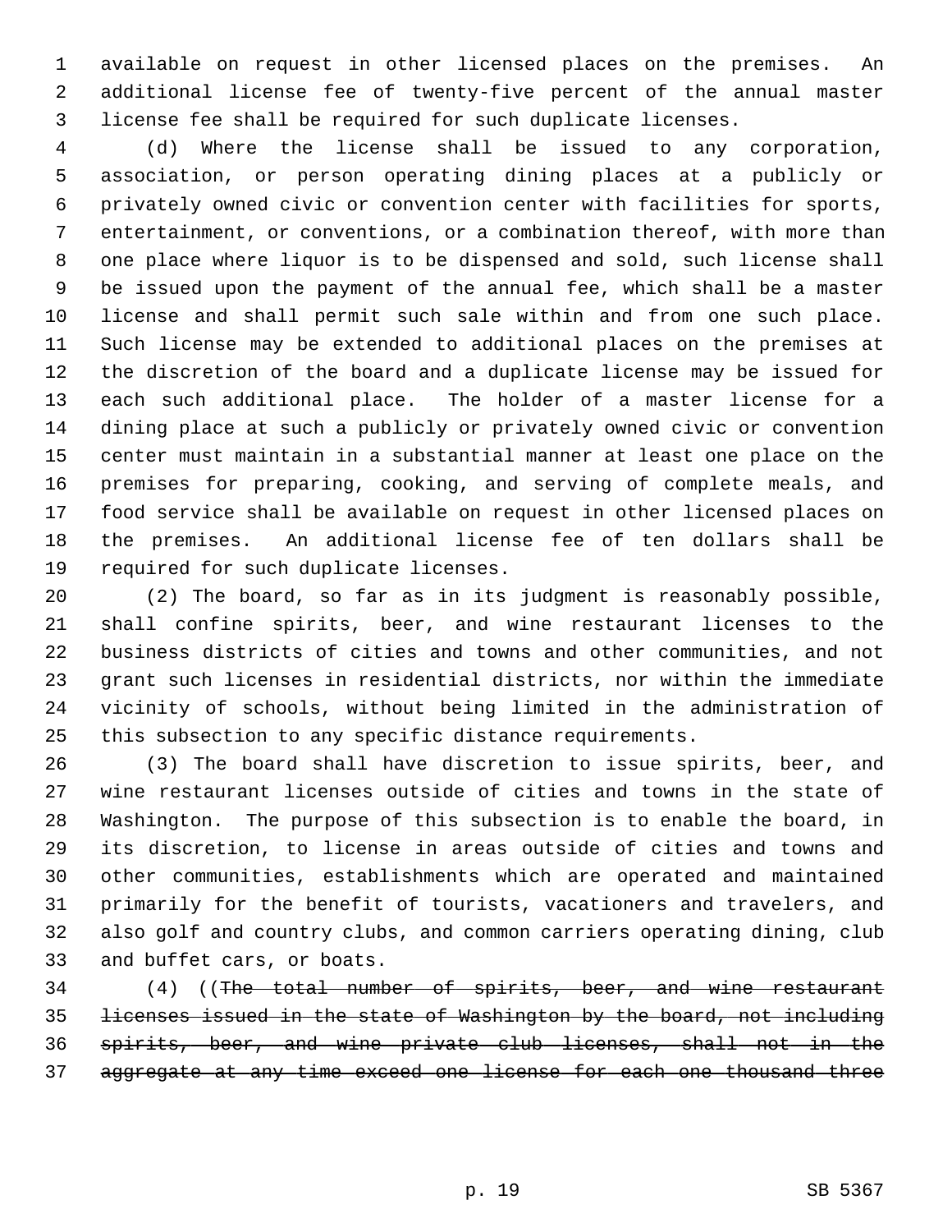available on request in other licensed places on the premises. An additional license fee of twenty-five percent of the annual master license fee shall be required for such duplicate licenses.

(d) Where the license shall be issued to any corporation, association, or person operating dining places at a publicly or privately owned civic or convention center with facilities for sports, entertainment, or conventions, or a combination thereof, with more than one place where liquor is to be dispensed and sold, such license shall be issued upon the payment of the annual fee, which shall be a master license and shall permit such sale within and from one such place. Such license may be extended to additional places on the premises at the discretion of the board and a duplicate license may be issued for each such additional place. The holder of a master license for a dining place at such a publicly or privately owned civic or convention center must maintain in a substantial manner at least one place on the premises for preparing, cooking, and serving of complete meals, and food service shall be available on request in other licensed places on the premises. An additional license fee of ten dollars shall be required for such duplicate licenses.

(2) The board, so far as in its judgment is reasonably possible, shall confine spirits, beer, and wine restaurant licenses to the business districts of cities and towns and other communities, and not grant such licenses in residential districts, nor within the immediate vicinity of schools, without being limited in the administration of this subsection to any specific distance requirements.

(3) The board shall have discretion to issue spirits, beer, and wine restaurant licenses outside of cities and towns in the state of Washington. The purpose of this subsection is to enable the board, in its discretion, to license in areas outside of cities and towns and other communities, establishments which are operated and maintained primarily for the benefit of tourists, vacationers and travelers, and also golf and country clubs, and common carriers operating dining, club and buffet cars, or boats.

(4) ((~~The total number of spirits, beer, and wine restaurant licenses issued in the state of Washington by the board, not including spirits, beer, and wine private club licenses, shall not in the aggregate at any time exceed one license for each one thousand three~~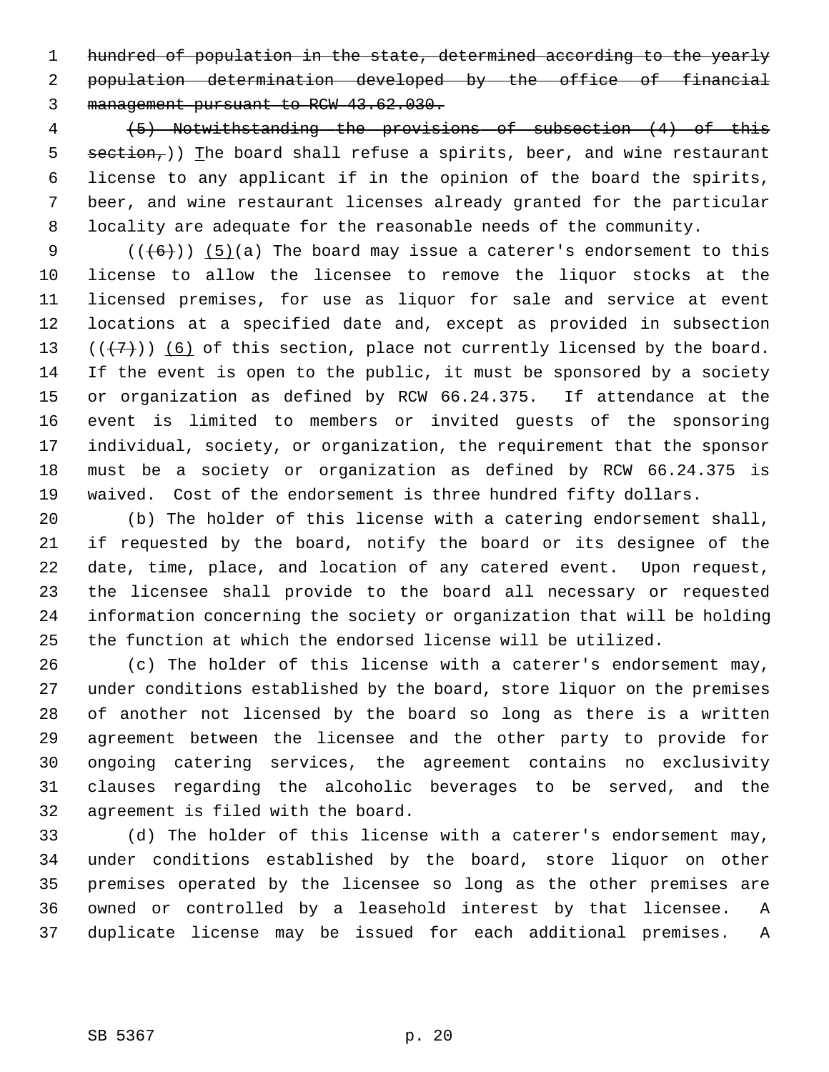hundred of population in the state, determined according to the yearly population determination developed by the office of financial management pursuant to RCW 43.62.030.

(5) Notwithstanding the provisions of subsection (4) of this section,)) The board shall refuse a spirits, beer, and wine restaurant license to any applicant if in the opinion of the board the spirits, beer, and wine restaurant licenses already granted for the particular locality are adequate for the reasonable needs of the community.

(((6))) (5)(a) The board may issue a caterer's endorsement to this license to allow the licensee to remove the liquor stocks at the licensed premises, for use as liquor for sale and service at event locations at a specified date and, except as provided in subsection (((7))) (6) of this section, place not currently licensed by the board. If the event is open to the public, it must be sponsored by a society or organization as defined by RCW 66.24.375. If attendance at the event is limited to members or invited guests of the sponsoring individual, society, or organization, the requirement that the sponsor must be a society or organization as defined by RCW 66.24.375 is waived. Cost of the endorsement is three hundred fifty dollars.

(b) The holder of this license with a catering endorsement shall, if requested by the board, notify the board or its designee of the date, time, place, and location of any catered event. Upon request, the licensee shall provide to the board all necessary or requested information concerning the society or organization that will be holding the function at which the endorsed license will be utilized.

(c) The holder of this license with a caterer's endorsement may, under conditions established by the board, store liquor on the premises of another not licensed by the board so long as there is a written agreement between the licensee and the other party to provide for ongoing catering services, the agreement contains no exclusivity clauses regarding the alcoholic beverages to be served, and the agreement is filed with the board.

(d) The holder of this license with a caterer's endorsement may, under conditions established by the board, store liquor on other premises operated by the licensee so long as the other premises are owned or controlled by a leasehold interest by that licensee. A duplicate license may be issued for each additional premises. A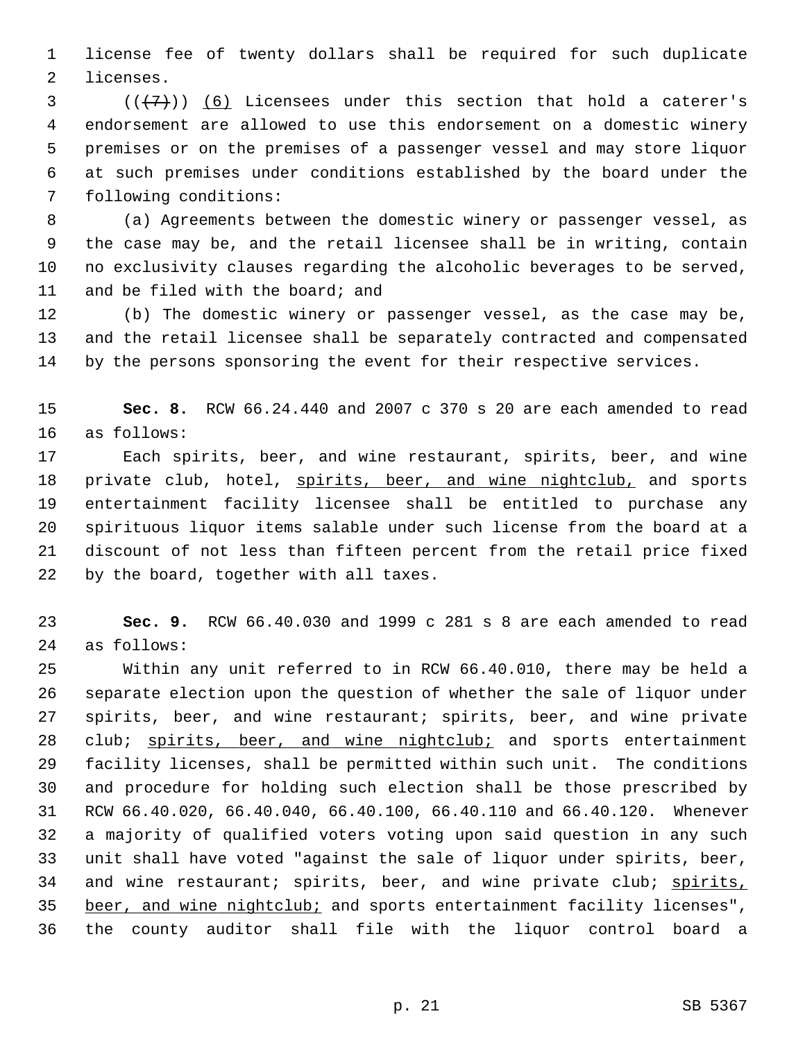license fee of twenty dollars shall be required for such duplicate licenses.

((~~(7)~~)) <u>(6)</u> Licensees under this section that hold a caterer's endorsement are allowed to use this endorsement on a domestic winery premises or on the premises of a passenger vessel and may store liquor at such premises under conditions established by the board under the following conditions:

(a) Agreements between the domestic winery or passenger vessel, as the case may be, and the retail licensee shall be in writing, contain no exclusivity clauses regarding the alcoholic beverages to be served, and be filed with the board; and

(b) The domestic winery or passenger vessel, as the case may be, and the retail licensee shall be separately contracted and compensated by the persons sponsoring the event for their respective services.

**Sec. 8.** RCW 66.24.440 and 2007 c 370 s 20 are each amended to read as follows:

Each spirits, beer, and wine restaurant, spirits, beer, and wine private club, hotel, <u>spirits, beer, and wine nightclub,</u> and sports entertainment facility licensee shall be entitled to purchase any spirituous liquor items salable under such license from the board at a discount of not less than fifteen percent from the retail price fixed by the board, together with all taxes.

**Sec. 9.** RCW 66.40.030 and 1999 c 281 s 8 are each amended to read as follows:

Within any unit referred to in RCW 66.40.010, there may be held a separate election upon the question of whether the sale of liquor under spirits, beer, and wine restaurant; spirits, beer, and wine private club; <u>spirits, beer, and wine nightclub;</u> and sports entertainment facility licenses, shall be permitted within such unit. The conditions and procedure for holding such election shall be those prescribed by RCW 66.40.020, 66.40.040, 66.40.100, 66.40.110 and 66.40.120. Whenever a majority of qualified voters voting upon said question in any such unit shall have voted "against the sale of liquor under spirits, beer, and wine restaurant; spirits, beer, and wine private club; <u>spirits, beer, and wine nightclub;</u> and sports entertainment facility licenses", the county auditor shall file with the liquor control board a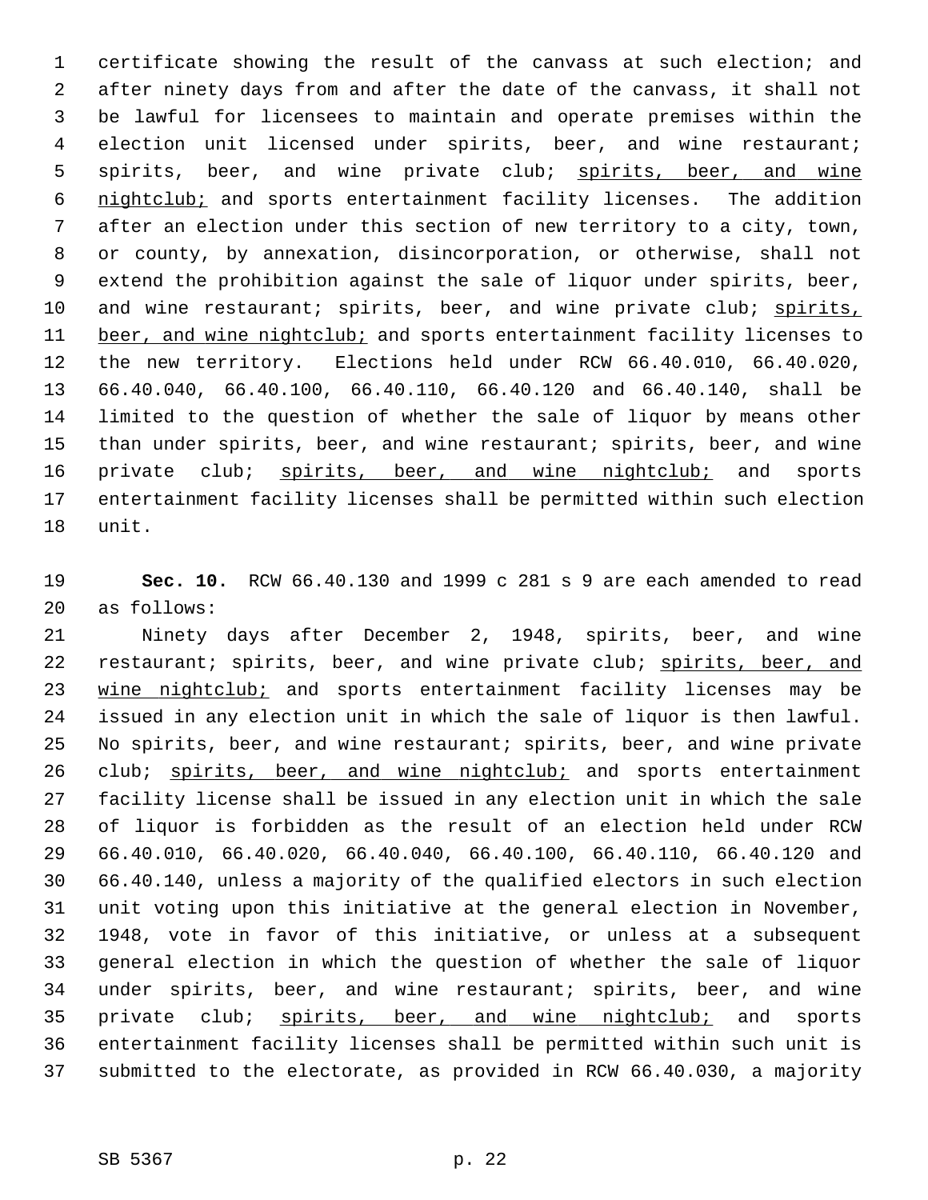certificate showing the result of the canvass at such election; and after ninety days from and after the date of the canvass, it shall not be lawful for licensees to maintain and operate premises within the election unit licensed under spirits, beer, and wine restaurant; spirits, beer, and wine private club; spirits, beer, and wine nightclub; and sports entertainment facility licenses. The addition after an election under this section of new territory to a city, town, or county, by annexation, disincorporation, or otherwise, shall not extend the prohibition against the sale of liquor under spirits, beer, and wine restaurant; spirits, beer, and wine private club; spirits, beer, and wine nightclub; and sports entertainment facility licenses to the new territory. Elections held under RCW 66.40.010, 66.40.020, 66.40.040, 66.40.100, 66.40.110, 66.40.120 and 66.40.140, shall be limited to the question of whether the sale of liquor by means other than under spirits, beer, and wine restaurant; spirits, beer, and wine private club; spirits, beer, and wine nightclub; and sports entertainment facility licenses shall be permitted within such election unit.

**Sec. 10.** RCW 66.40.130 and 1999 c 281 s 9 are each amended to read as follows:

Ninety days after December 2, 1948, spirits, beer, and wine restaurant; spirits, beer, and wine private club; spirits, beer, and wine nightclub; and sports entertainment facility licenses may be issued in any election unit in which the sale of liquor is then lawful. No spirits, beer, and wine restaurant; spirits, beer, and wine private club; spirits, beer, and wine nightclub; and sports entertainment facility license shall be issued in any election unit in which the sale of liquor is forbidden as the result of an election held under RCW 66.40.010, 66.40.020, 66.40.040, 66.40.100, 66.40.110, 66.40.120 and 66.40.140, unless a majority of the qualified electors in such election unit voting upon this initiative at the general election in November, 1948, vote in favor of this initiative, or unless at a subsequent general election in which the question of whether the sale of liquor under spirits, beer, and wine restaurant; spirits, beer, and wine private club; spirits, beer, and wine nightclub; and sports entertainment facility licenses shall be permitted within such unit is submitted to the electorate, as provided in RCW 66.40.030, a majority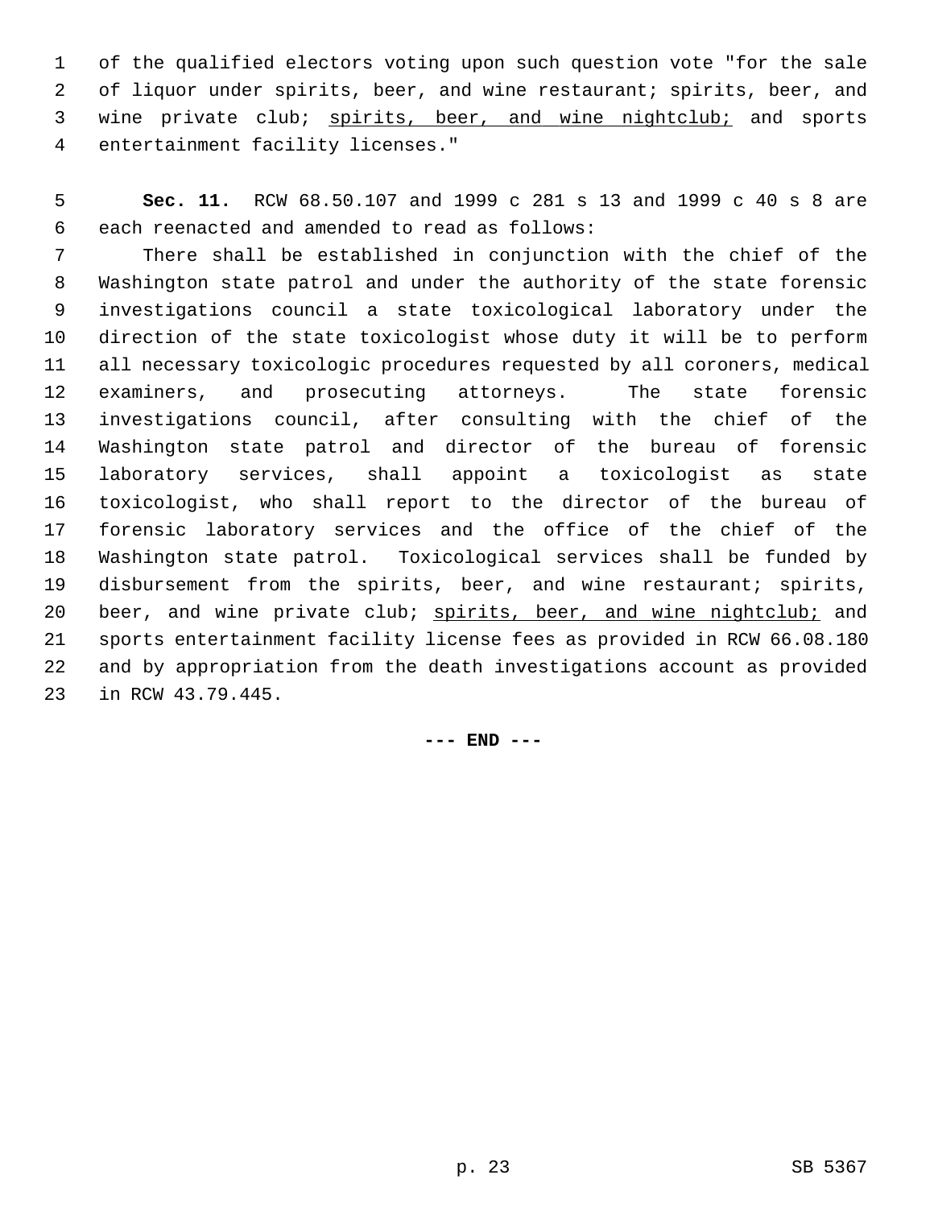of the qualified electors voting upon such question vote "for the sale of liquor under spirits, beer, and wine restaurant; spirits, beer, and wine private club; <u>spirits, beer, and wine nightclub;</u> and sports entertainment facility licenses."

**Sec. 11.** RCW 68.50.107 and 1999 c 281 s 13 and 1999 c 40 s 8 are each reenacted and amended to read as follows:

There shall be established in conjunction with the chief of the Washington state patrol and under the authority of the state forensic investigations council a state toxicological laboratory under the direction of the state toxicologist whose duty it will be to perform all necessary toxicologic procedures requested by all coroners, medical examiners, and prosecuting attorneys. The state forensic investigations council, after consulting with the chief of the Washington state patrol and director of the bureau of forensic laboratory services, shall appoint a toxicologist as state toxicologist, who shall report to the director of the bureau of forensic laboratory services and the office of the chief of the Washington state patrol. Toxicological services shall be funded by disbursement from the spirits, beer, and wine restaurant; spirits, beer, and wine private club; <u>spirits, beer, and wine nightclub;</u> and sports entertainment facility license fees as provided in RCW 66.08.180 and by appropriation from the death investigations account as provided in RCW 43.79.445.

**--- END ---**